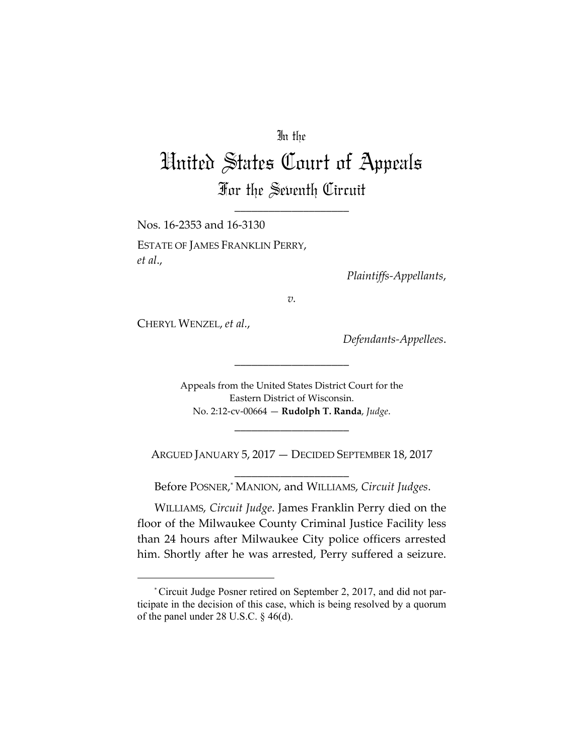In the

# United States Court of Appeals

## For the Seventh Circuit

---

Nos. 16-2353 and 16-3130

ESTATE OF JAMES FRANKLIN PERRY, *et al.*,

*Plaintiffs-Appellants*,

*v.*

CHERYL WENZEL, *et al.*,

*Defendants-Appellees*.

---

Appeals from the United States District Court for the Eastern District of Wisconsin.
No. 2:12-cv-00664 — **Rudolph T. Randa**, *Judge*.

---

ARGUED JANUARY 5, 2017 — DECIDED SEPTEMBER 18, 2017

---

Before POSNER,* MANION, and WILLIAMS, *Circuit Judges*.

WILLIAMS, *Circuit Judge*. James Franklin Perry died on the floor of the Milwaukee County Criminal Justice Facility less than 24 hours after Milwaukee City police officers arrested him. Shortly after he was arrested, Perry suffered a seizure.

---

* Circuit Judge Posner retired on September 2, 2017, and did not participate in the decision of this case, which is being resolved by a quorum of the panel under 28 U.S.C. § 46(d).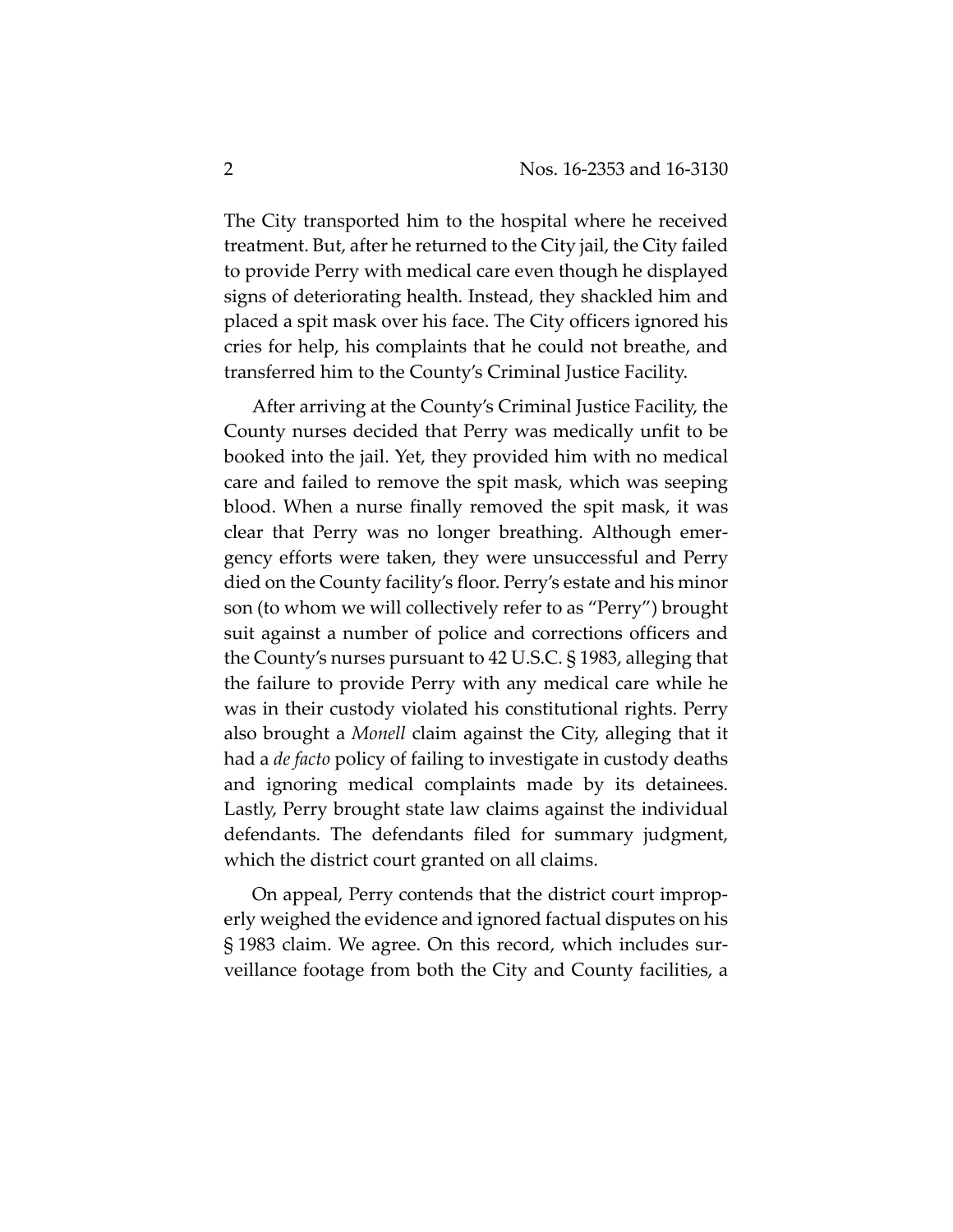The City transported him to the hospital where he received treatment. But, after he returned to the City jail, the City failed to provide Perry with medical care even though he displayed signs of deteriorating health. Instead, they shackled him and placed a spit mask over his face. The City officers ignored his cries for help, his complaints that he could not breathe, and transferred him to the County's Criminal Justice Facility.

After arriving at the County's Criminal Justice Facility, the County nurses decided that Perry was medically unfit to be booked into the jail. Yet, they provided him with no medical care and failed to remove the spit mask, which was seeping blood. When a nurse finally removed the spit mask, it was clear that Perry was no longer breathing. Although emergency efforts were taken, they were unsuccessful and Perry died on the County facility's floor. Perry's estate and his minor son (to whom we will collectively refer to as "Perry") brought suit against a number of police and corrections officers and the County's nurses pursuant to 42 U.S.C. § 1983, alleging that the failure to provide Perry with any medical care while he was in their custody violated his constitutional rights. Perry also brought a *Monell* claim against the City, alleging that it had a *de facto* policy of failing to investigate in custody deaths and ignoring medical complaints made by its detainees. Lastly, Perry brought state law claims against the individual defendants. The defendants filed for summary judgment, which the district court granted on all claims.

On appeal, Perry contends that the district court improperly weighed the evidence and ignored factual disputes on his § 1983 claim. We agree. On this record, which includes surveillance footage from both the City and County facilities, a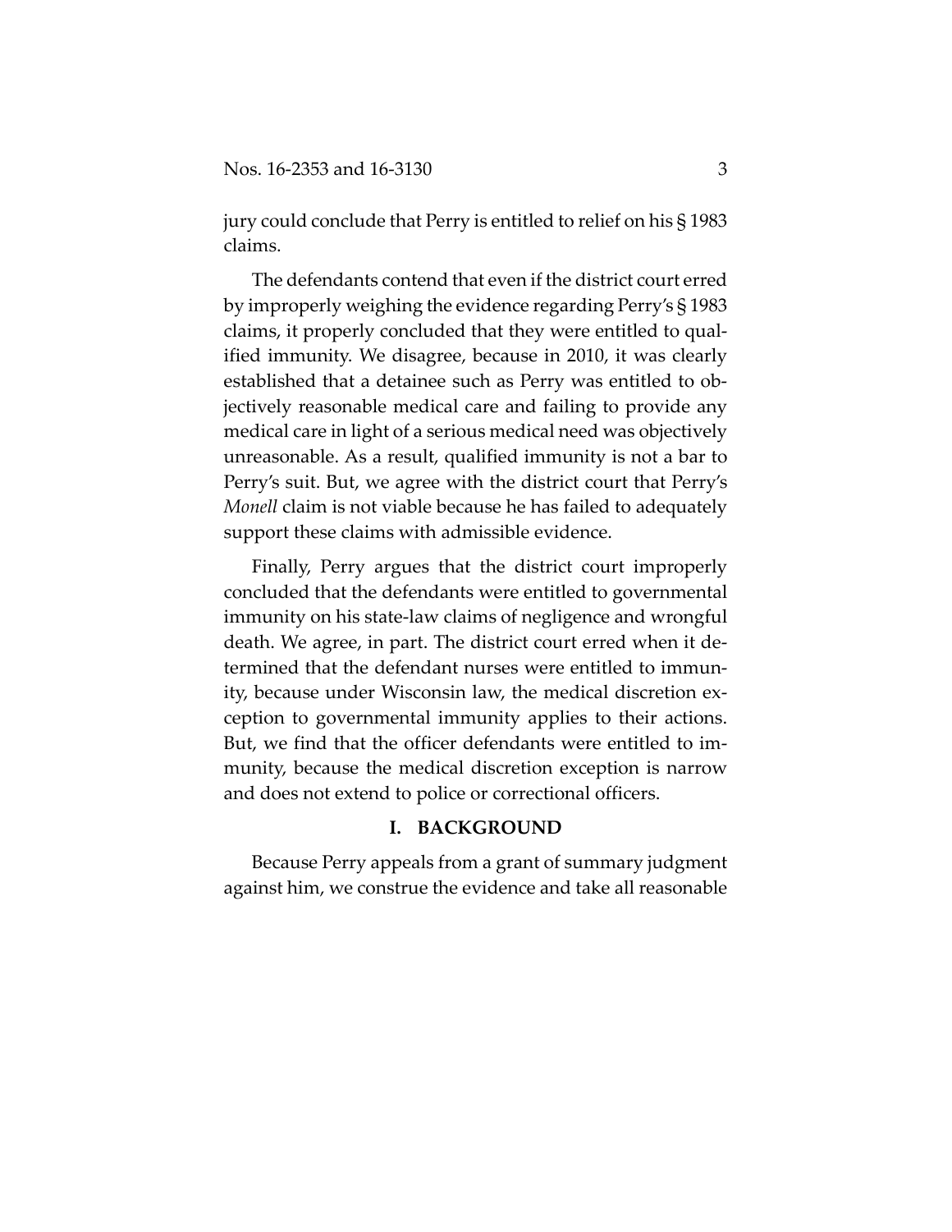jury could conclude that Perry is entitled to relief on his § 1983 claims.

The defendants contend that even if the district court erred by improperly weighing the evidence regarding Perry's § 1983 claims, it properly concluded that they were entitled to qualified immunity. We disagree, because in 2010, it was clearly established that a detainee such as Perry was entitled to objectively reasonable medical care and failing to provide any medical care in light of a serious medical need was objectively unreasonable. As a result, qualified immunity is not a bar to Perry's suit. But, we agree with the district court that Perry's *Monell* claim is not viable because he has failed to adequately support these claims with admissible evidence.

Finally, Perry argues that the district court improperly concluded that the defendants were entitled to governmental immunity on his state-law claims of negligence and wrongful death. We agree, in part. The district court erred when it determined that the defendant nurses were entitled to immunity, because under Wisconsin law, the medical discretion exception to governmental immunity applies to their actions. But, we find that the officer defendants were entitled to immunity, because the medical discretion exception is narrow and does not extend to police or correctional officers.

## I. BACKGROUND

Because Perry appeals from a grant of summary judgment against him, we construe the evidence and take all reasonable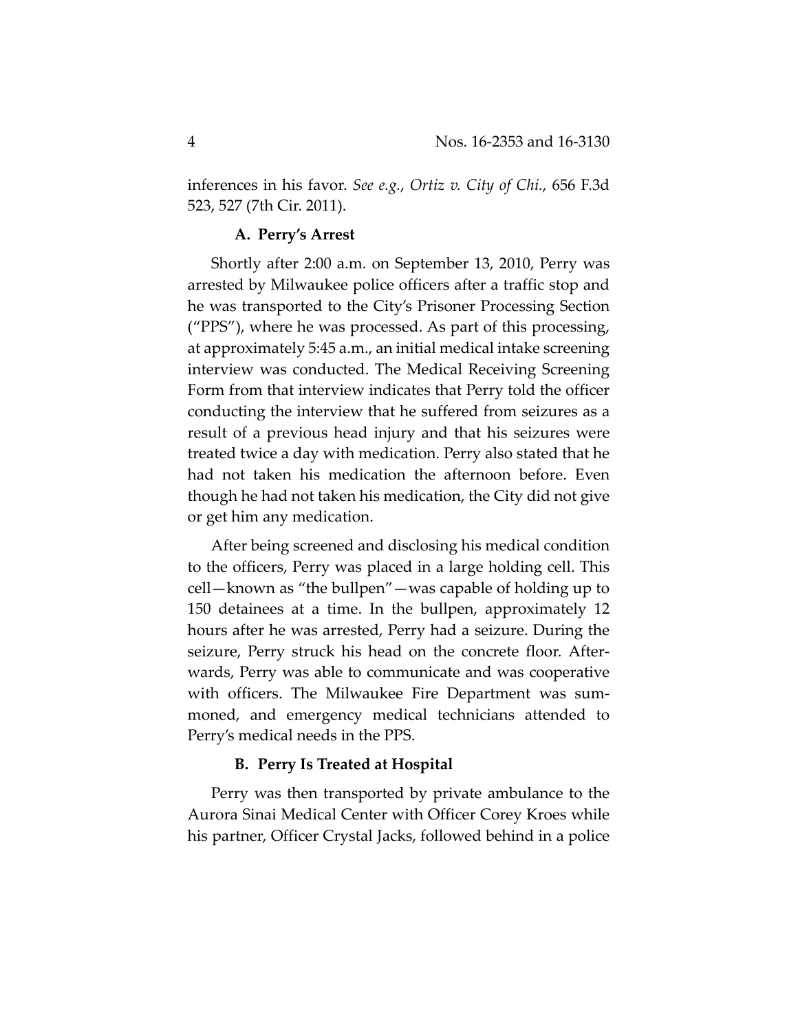inferences in his favor. *See e.g.*, *Ortiz v. City of Chi.*, 656 F.3d 523, 527 (7th Cir. 2011).

### A. Perry's Arrest

Shortly after 2:00 a.m. on September 13, 2010, Perry was arrested by Milwaukee police officers after a traffic stop and he was transported to the City's Prisoner Processing Section ("PPS"), where he was processed. As part of this processing, at approximately 5:45 a.m., an initial medical intake screening interview was conducted. The Medical Receiving Screening Form from that interview indicates that Perry told the officer conducting the interview that he suffered from seizures as a result of a previous head injury and that his seizures were treated twice a day with medication. Perry also stated that he had not taken his medication the afternoon before. Even though he had not taken his medication, the City did not give or get him any medication.

After being screened and disclosing his medical condition to the officers, Perry was placed in a large holding cell. This cell—known as "the bullpen"—was capable of holding up to 150 detainees at a time. In the bullpen, approximately 12 hours after he was arrested, Perry had a seizure. During the seizure, Perry struck his head on the concrete floor. Afterwards, Perry was able to communicate and was cooperative with officers. The Milwaukee Fire Department was summoned, and emergency medical technicians attended to Perry's medical needs in the PPS.

### B. Perry Is Treated at Hospital

Perry was then transported by private ambulance to the Aurora Sinai Medical Center with Officer Corey Kroes while his partner, Officer Crystal Jacks, followed behind in a police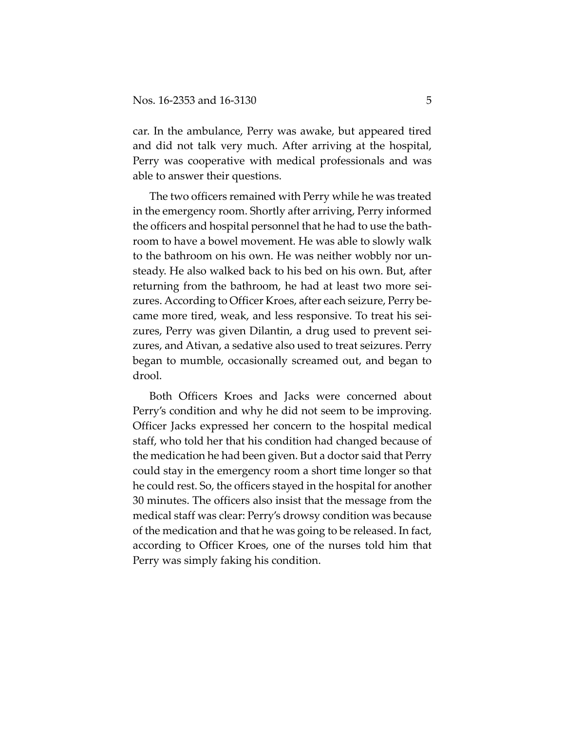car. In the ambulance, Perry was awake, but appeared tired and did not talk very much. After arriving at the hospital, Perry was cooperative with medical professionals and was able to answer their questions.

The two officers remained with Perry while he was treated in the emergency room. Shortly after arriving, Perry informed the officers and hospital personnel that he had to use the bathroom to have a bowel movement. He was able to slowly walk to the bathroom on his own. He was neither wobbly nor unsteady. He also walked back to his bed on his own. But, after returning from the bathroom, he had at least two more seizures. According to Officer Kroes, after each seizure, Perry became more tired, weak, and less responsive. To treat his seizures, Perry was given Dilantin, a drug used to prevent seizures, and Ativan, a sedative also used to treat seizures. Perry began to mumble, occasionally screamed out, and began to drool.

Both Officers Kroes and Jacks were concerned about Perry's condition and why he did not seem to be improving. Officer Jacks expressed her concern to the hospital medical staff, who told her that his condition had changed because of the medication he had been given. But a doctor said that Perry could stay in the emergency room a short time longer so that he could rest. So, the officers stayed in the hospital for another 30 minutes. The officers also insist that the message from the medical staff was clear: Perry's drowsy condition was because of the medication and that he was going to be released. In fact, according to Officer Kroes, one of the nurses told him that Perry was simply faking his condition.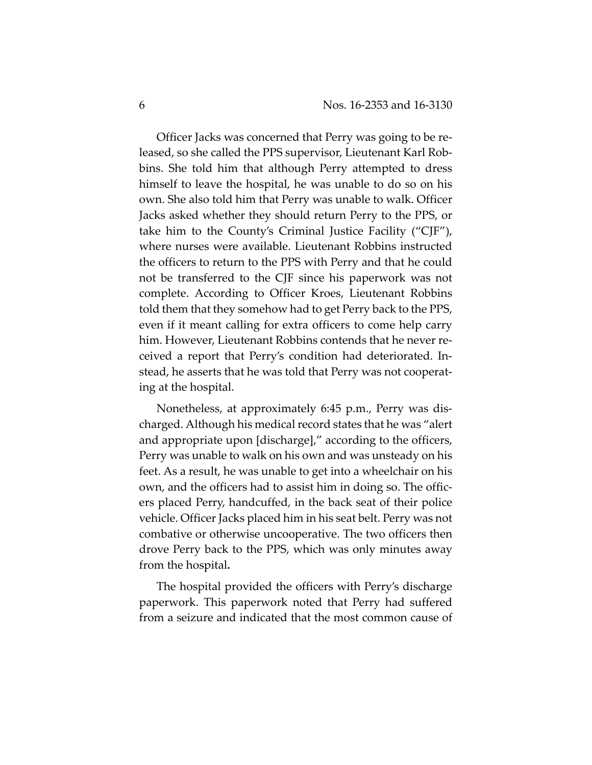Officer Jacks was concerned that Perry was going to be released, so she called the PPS supervisor, Lieutenant Karl Robbins. She told him that although Perry attempted to dress himself to leave the hospital, he was unable to do so on his own. She also told him that Perry was unable to walk. Officer Jacks asked whether they should return Perry to the PPS, or take him to the County's Criminal Justice Facility ("CJF"), where nurses were available. Lieutenant Robbins instructed the officers to return to the PPS with Perry and that he could not be transferred to the CJF since his paperwork was not complete. According to Officer Kroes, Lieutenant Robbins told them that they somehow had to get Perry back to the PPS, even if it meant calling for extra officers to come help carry him. However, Lieutenant Robbins contends that he never received a report that Perry's condition had deteriorated. Instead, he asserts that he was told that Perry was not cooperating at the hospital.

Nonetheless, at approximately 6:45 p.m., Perry was discharged. Although his medical record states that he was "alert and appropriate upon [discharge]," according to the officers, Perry was unable to walk on his own and was unsteady on his feet. As a result, he was unable to get into a wheelchair on his own, and the officers had to assist him in doing so. The officers placed Perry, handcuffed, in the back seat of their police vehicle. Officer Jacks placed him in his seat belt. Perry was not combative or otherwise uncooperative. The two officers then drove Perry back to the PPS, which was only minutes away from the hospital**.**

The hospital provided the officers with Perry's discharge paperwork. This paperwork noted that Perry had suffered from a seizure and indicated that the most common cause of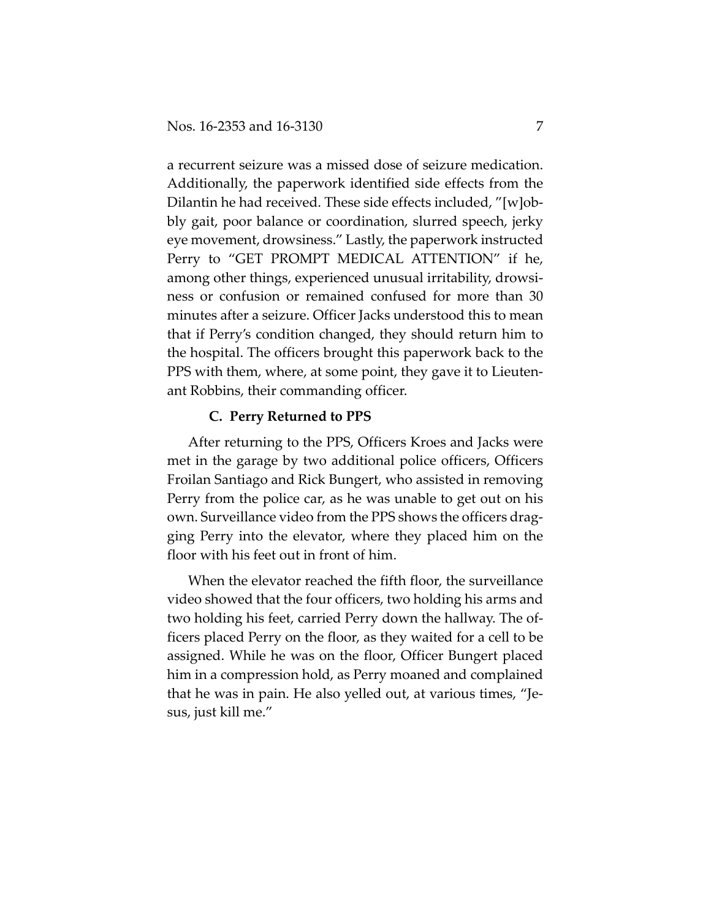a recurrent seizure was a missed dose of seizure medication. Additionally, the paperwork identified side effects from the Dilantin he had received. These side effects included, "[w]obbly gait, poor balance or coordination, slurred speech, jerky eye movement, drowsiness." Lastly, the paperwork instructed Perry to "GET PROMPT MEDICAL ATTENTION" if he, among other things, experienced unusual irritability, drowsiness or confusion or remained confused for more than 30 minutes after a seizure. Officer Jacks understood this to mean that if Perry's condition changed, they should return him to the hospital. The officers brought this paperwork back to the PPS with them, where, at some point, they gave it to Lieutenant Robbins, their commanding officer.

### C. Perry Returned to PPS

After returning to the PPS, Officers Kroes and Jacks were met in the garage by two additional police officers, Officers Froilan Santiago and Rick Bungert, who assisted in removing Perry from the police car, as he was unable to get out on his own. Surveillance video from the PPS shows the officers dragging Perry into the elevator, where they placed him on the floor with his feet out in front of him.

When the elevator reached the fifth floor, the surveillance video showed that the four officers, two holding his arms and two holding his feet, carried Perry down the hallway. The officers placed Perry on the floor, as they waited for a cell to be assigned. While he was on the floor, Officer Bungert placed him in a compression hold, as Perry moaned and complained that he was in pain. He also yelled out, at various times, "Jesus, just kill me."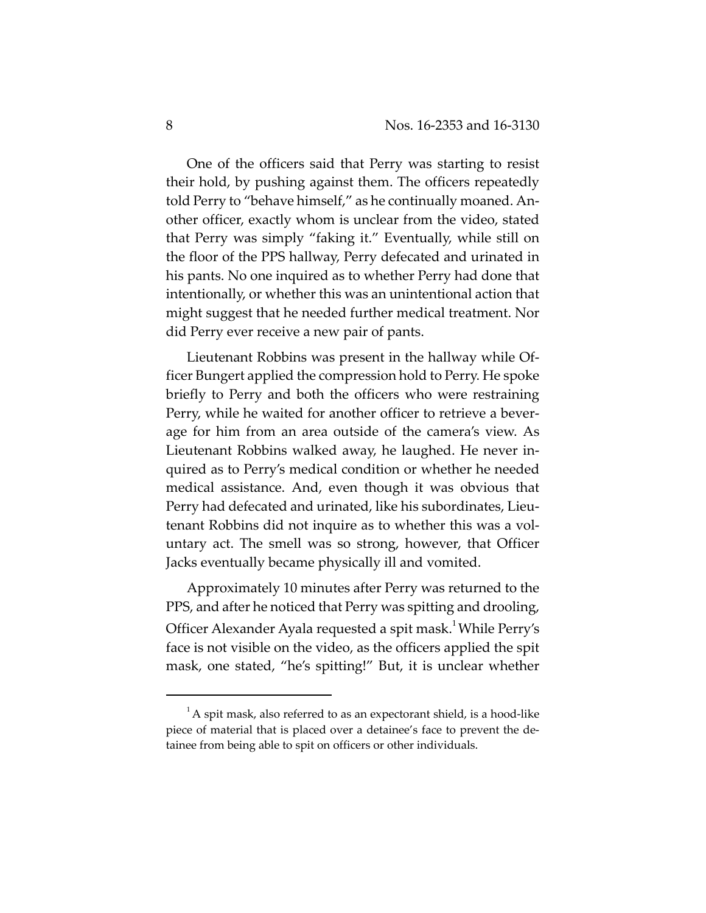One of the officers said that Perry was starting to resist their hold, by pushing against them. The officers repeatedly told Perry to "behave himself," as he continually moaned. Another officer, exactly whom is unclear from the video, stated that Perry was simply "faking it." Eventually, while still on the floor of the PPS hallway, Perry defecated and urinated in his pants. No one inquired as to whether Perry had done that intentionally, or whether this was an unintentional action that might suggest that he needed further medical treatment. Nor did Perry ever receive a new pair of pants.

Lieutenant Robbins was present in the hallway while Officer Bungert applied the compression hold to Perry. He spoke briefly to Perry and both the officers who were restraining Perry, while he waited for another officer to retrieve a beverage for him from an area outside of the camera's view. As Lieutenant Robbins walked away, he laughed. He never inquired as to Perry's medical condition or whether he needed medical assistance. And, even though it was obvious that Perry had defecated and urinated, like his subordinates, Lieutenant Robbins did not inquire as to whether this was a voluntary act. The smell was so strong, however, that Officer Jacks eventually became physically ill and vomited.

Approximately 10 minutes after Perry was returned to the PPS, and after he noticed that Perry was spitting and drooling, Officer Alexander Ayala requested a spit mask.[1] While Perry's face is not visible on the video, as the officers applied the spit mask, one stated, "he's spitting!" But, it is unclear whether

[1] A spit mask, also referred to as an expectorant shield, is a hood-like piece of material that is placed over a detainee's face to prevent the detainee from being able to spit on officers or other individuals.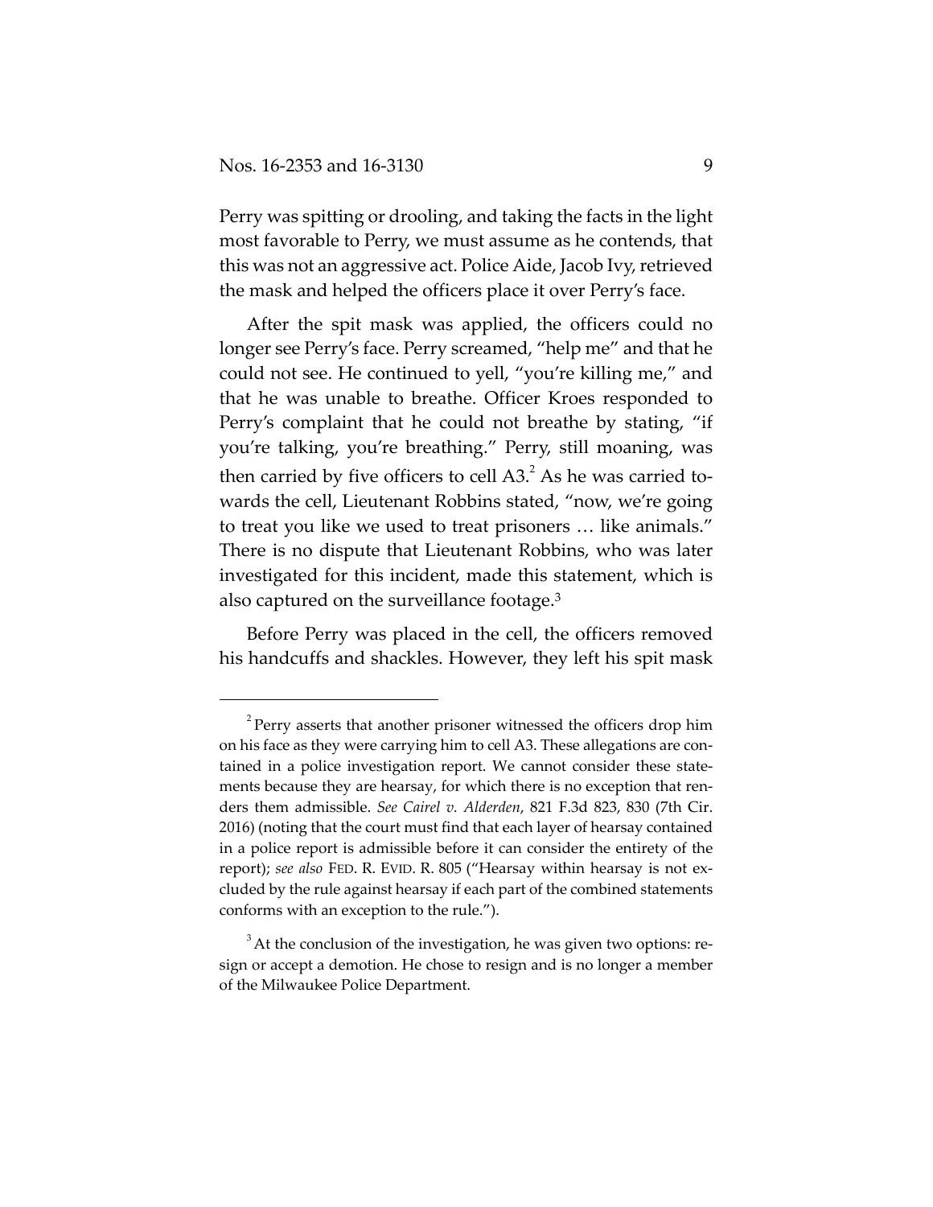Perry was spitting or drooling, and taking the facts in the light most favorable to Perry, we must assume as he contends, that this was not an aggressive act. Police Aide, Jacob Ivy, retrieved the mask and helped the officers place it over Perry's face.

After the spit mask was applied, the officers could no longer see Perry's face. Perry screamed, "help me" and that he could not see. He continued to yell, "you're killing me," and that he was unable to breathe. Officer Kroes responded to Perry's complaint that he could not breathe by stating, "if you're talking, you're breathing." Perry, still moaning, was then carried by five officers to cell A3.[2] As he was carried towards the cell, Lieutenant Robbins stated, "now, we're going to treat you like we used to treat prisoners … like animals." There is no dispute that Lieutenant Robbins, who was later investigated for this incident, made this statement, which is also captured on the surveillance footage.[3]

Before Perry was placed in the cell, the officers removed his handcuffs and shackles. However, they left his spit mask

---

[2] Perry asserts that another prisoner witnessed the officers drop him on his face as they were carrying him to cell A3. These allegations are contained in a police investigation report. We cannot consider these statements because they are hearsay, for which there is no exception that renders them admissible. *See Cairel v. Alderden*, 821 F.3d 823, 830 (7th Cir. 2016) (noting that the court must find that each layer of hearsay contained in a police report is admissible before it can consider the entirety of the report); *see also* FED. R. EVID. R. 805 ("Hearsay within hearsay is not excluded by the rule against hearsay if each part of the combined statements conforms with an exception to the rule.").

[3] At the conclusion of the investigation, he was given two options: resign or accept a demotion. He chose to resign and is no longer a member of the Milwaukee Police Department.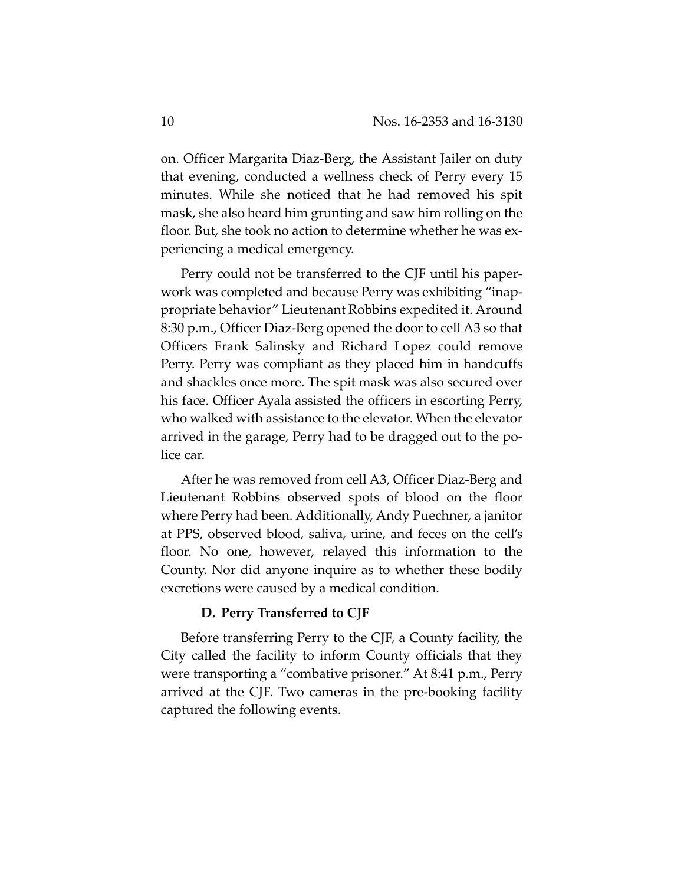on. Officer Margarita Diaz-Berg, the Assistant Jailer on duty that evening, conducted a wellness check of Perry every 15 minutes. While she noticed that he had removed his spit mask, she also heard him grunting and saw him rolling on the floor. But, she took no action to determine whether he was experiencing a medical emergency.

Perry could not be transferred to the CJF until his paperwork was completed and because Perry was exhibiting "inappropriate behavior" Lieutenant Robbins expedited it. Around 8:30 p.m., Officer Diaz-Berg opened the door to cell A3 so that Officers Frank Salinsky and Richard Lopez could remove Perry. Perry was compliant as they placed him in handcuffs and shackles once more. The spit mask was also secured over his face. Officer Ayala assisted the officers in escorting Perry, who walked with assistance to the elevator. When the elevator arrived in the garage, Perry had to be dragged out to the police car.

After he was removed from cell A3, Officer Diaz-Berg and Lieutenant Robbins observed spots of blood on the floor where Perry had been. Additionally, Andy Puechner, a janitor at PPS, observed blood, saliva, urine, and feces on the cell's floor. No one, however, relayed this information to the County. Nor did anyone inquire as to whether these bodily excretions were caused by a medical condition.

### D. Perry Transferred to CJF

Before transferring Perry to the CJF, a County facility, the City called the facility to inform County officials that they were transporting a "combative prisoner." At 8:41 p.m., Perry arrived at the CJF. Two cameras in the pre-booking facility captured the following events.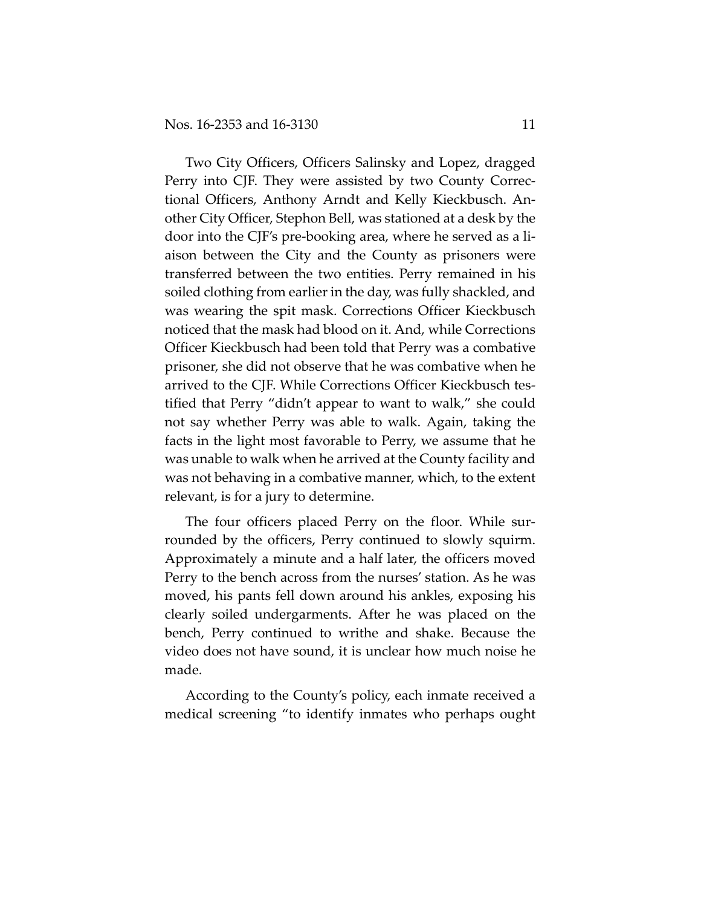Two City Officers, Officers Salinsky and Lopez, dragged Perry into CJF. They were assisted by two County Correctional Officers, Anthony Arndt and Kelly Kieckbusch. Another City Officer, Stephon Bell, was stationed at a desk by the door into the CJF's pre-booking area, where he served as a liaison between the City and the County as prisoners were transferred between the two entities. Perry remained in his soiled clothing from earlier in the day, was fully shackled, and was wearing the spit mask. Corrections Officer Kieckbusch noticed that the mask had blood on it. And, while Corrections Officer Kieckbusch had been told that Perry was a combative prisoner, she did not observe that he was combative when he arrived to the CJF. While Corrections Officer Kieckbusch testified that Perry "didn't appear to want to walk," she could not say whether Perry was able to walk. Again, taking the facts in the light most favorable to Perry, we assume that he was unable to walk when he arrived at the County facility and was not behaving in a combative manner, which, to the extent relevant, is for a jury to determine.

The four officers placed Perry on the floor. While surrounded by the officers, Perry continued to slowly squirm. Approximately a minute and a half later, the officers moved Perry to the bench across from the nurses' station. As he was moved, his pants fell down around his ankles, exposing his clearly soiled undergarments. After he was placed on the bench, Perry continued to writhe and shake. Because the video does not have sound, it is unclear how much noise he made.

According to the County's policy, each inmate received a medical screening "to identify inmates who perhaps ought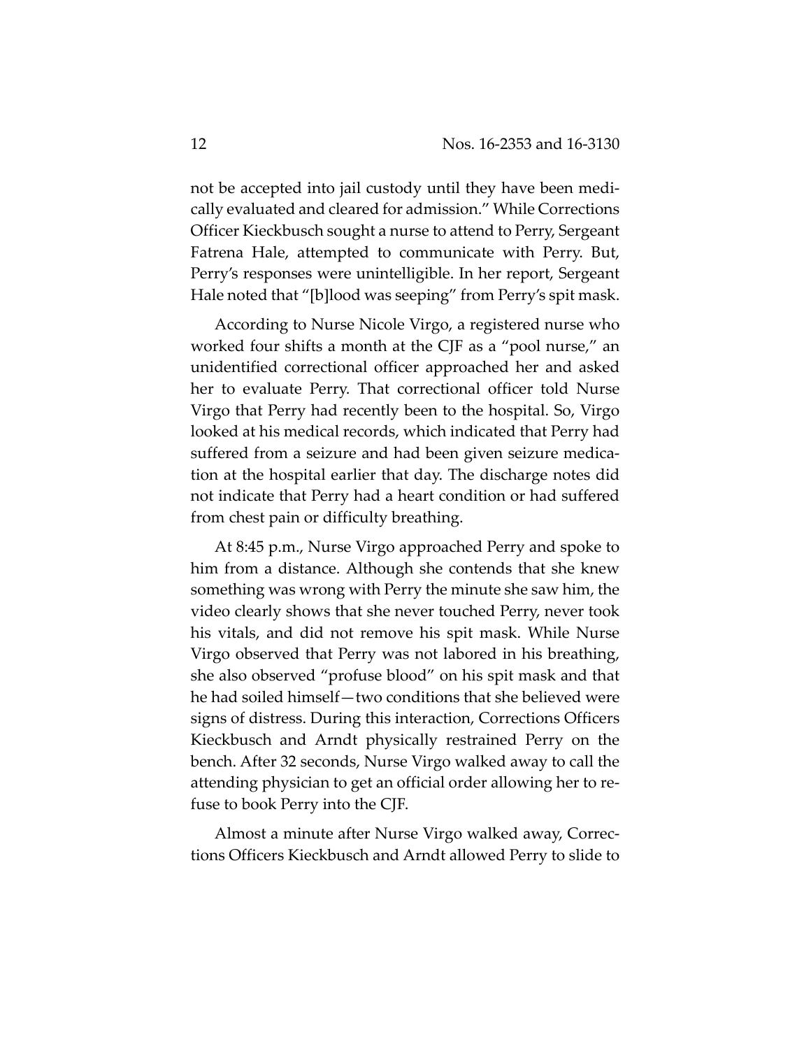not be accepted into jail custody until they have been medically evaluated and cleared for admission." While Corrections Officer Kieckbusch sought a nurse to attend to Perry, Sergeant Fatrena Hale, attempted to communicate with Perry. But, Perry's responses were unintelligible. In her report, Sergeant Hale noted that "[b]lood was seeping" from Perry's spit mask.

According to Nurse Nicole Virgo, a registered nurse who worked four shifts a month at the CJF as a "pool nurse," an unidentified correctional officer approached her and asked her to evaluate Perry. That correctional officer told Nurse Virgo that Perry had recently been to the hospital. So, Virgo looked at his medical records, which indicated that Perry had suffered from a seizure and had been given seizure medication at the hospital earlier that day. The discharge notes did not indicate that Perry had a heart condition or had suffered from chest pain or difficulty breathing.

At 8:45 p.m., Nurse Virgo approached Perry and spoke to him from a distance. Although she contends that she knew something was wrong with Perry the minute she saw him, the video clearly shows that she never touched Perry, never took his vitals, and did not remove his spit mask. While Nurse Virgo observed that Perry was not labored in his breathing, she also observed "profuse blood" on his spit mask and that he had soiled himself—two conditions that she believed were signs of distress. During this interaction, Corrections Officers Kieckbusch and Arndt physically restrained Perry on the bench. After 32 seconds, Nurse Virgo walked away to call the attending physician to get an official order allowing her to refuse to book Perry into the CJF.

Almost a minute after Nurse Virgo walked away, Corrections Officers Kieckbusch and Arndt allowed Perry to slide to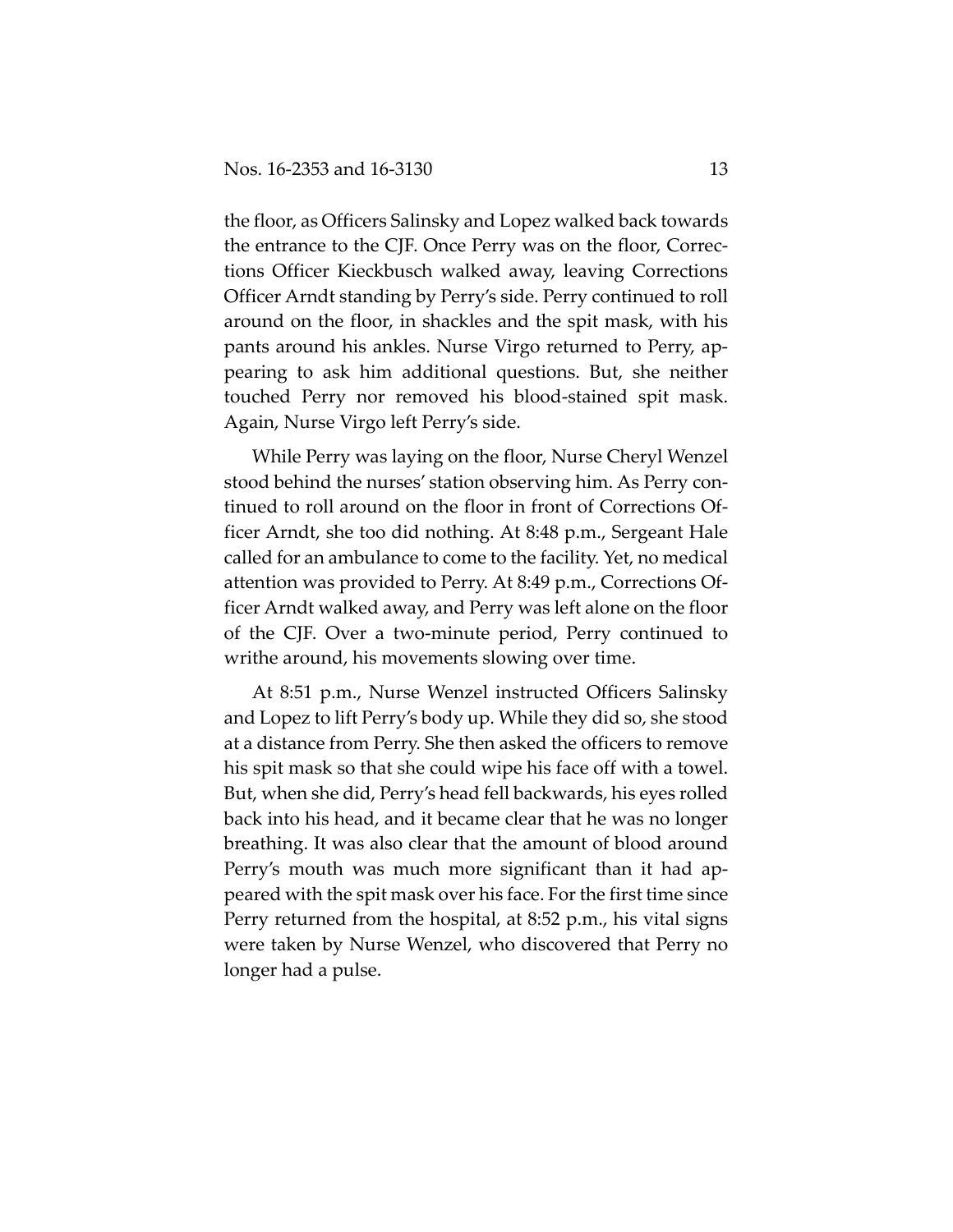the floor, as Officers Salinsky and Lopez walked back towards the entrance to the CJF. Once Perry was on the floor, Corrections Officer Kieckbusch walked away, leaving Corrections Officer Arndt standing by Perry's side. Perry continued to roll around on the floor, in shackles and the spit mask, with his pants around his ankles. Nurse Virgo returned to Perry, appearing to ask him additional questions. But, she neither touched Perry nor removed his blood-stained spit mask. Again, Nurse Virgo left Perry's side.

While Perry was laying on the floor, Nurse Cheryl Wenzel stood behind the nurses' station observing him. As Perry continued to roll around on the floor in front of Corrections Officer Arndt, she too did nothing. At 8:48 p.m., Sergeant Hale called for an ambulance to come to the facility. Yet, no medical attention was provided to Perry. At 8:49 p.m., Corrections Officer Arndt walked away, and Perry was left alone on the floor of the CJF. Over a two-minute period, Perry continued to writhe around, his movements slowing over time.

At 8:51 p.m., Nurse Wenzel instructed Officers Salinsky and Lopez to lift Perry's body up. While they did so, she stood at a distance from Perry. She then asked the officers to remove his spit mask so that she could wipe his face off with a towel. But, when she did, Perry's head fell backwards, his eyes rolled back into his head, and it became clear that he was no longer breathing. It was also clear that the amount of blood around Perry's mouth was much more significant than it had appeared with the spit mask over his face. For the first time since Perry returned from the hospital, at 8:52 p.m., his vital signs were taken by Nurse Wenzel, who discovered that Perry no longer had a pulse.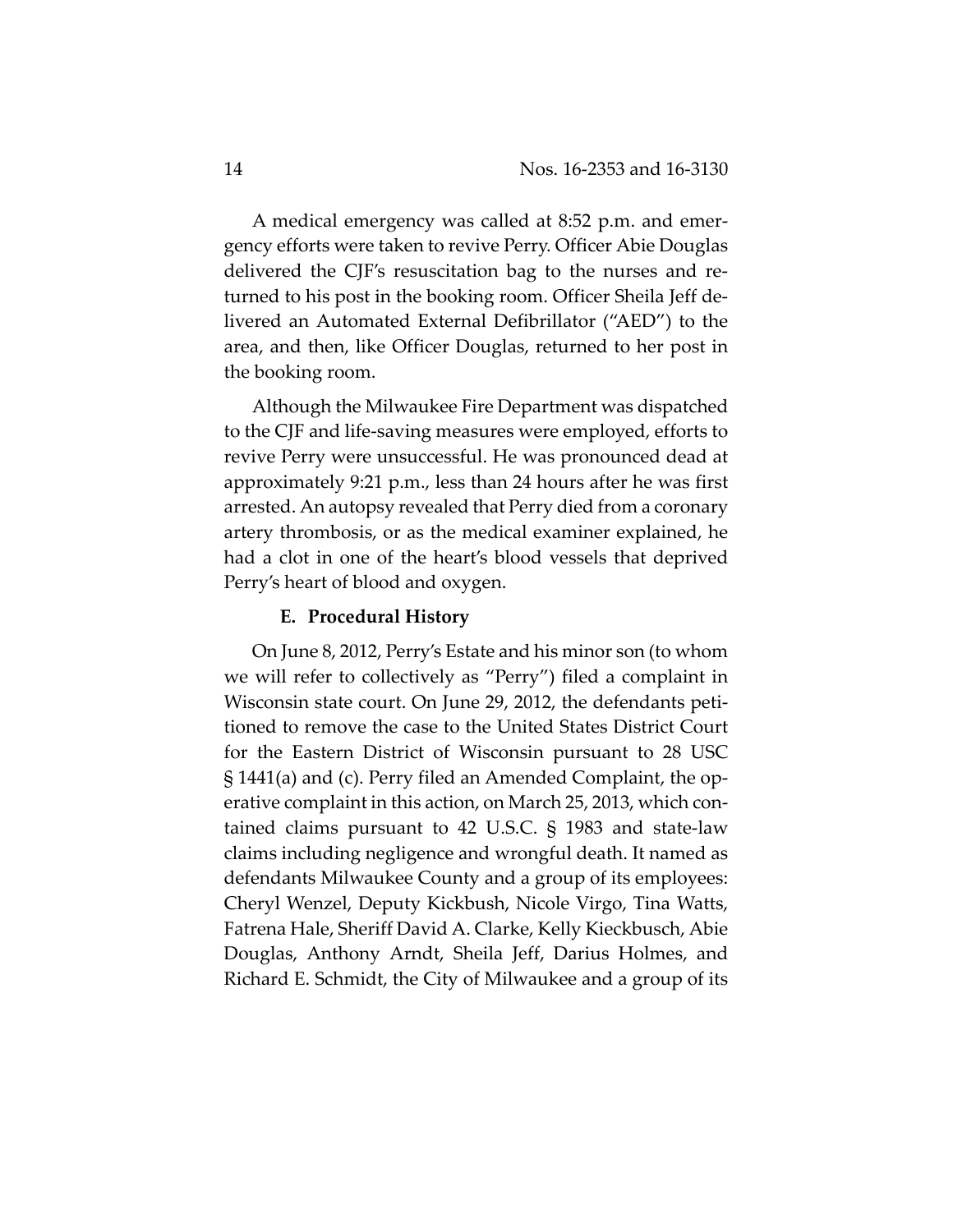A medical emergency was called at 8:52 p.m. and emergency efforts were taken to revive Perry. Officer Abie Douglas delivered the CJF's resuscitation bag to the nurses and returned to his post in the booking room. Officer Sheila Jeff delivered an Automated External Defibrillator ("AED") to the area, and then, like Officer Douglas, returned to her post in the booking room.

Although the Milwaukee Fire Department was dispatched to the CJF and life-saving measures were employed, efforts to revive Perry were unsuccessful. He was pronounced dead at approximately 9:21 p.m., less than 24 hours after he was first arrested. An autopsy revealed that Perry died from a coronary artery thrombosis, or as the medical examiner explained, he had a clot in one of the heart's blood vessels that deprived Perry's heart of blood and oxygen.

### E. Procedural History

On June 8, 2012, Perry's Estate and his minor son (to whom we will refer to collectively as "Perry") filed a complaint in Wisconsin state court. On June 29, 2012, the defendants petitioned to remove the case to the United States District Court for the Eastern District of Wisconsin pursuant to 28 USC § 1441(a) and (c). Perry filed an Amended Complaint, the operative complaint in this action, on March 25, 2013, which contained claims pursuant to 42 U.S.C. § 1983 and state-law claims including negligence and wrongful death. It named as defendants Milwaukee County and a group of its employees: Cheryl Wenzel, Deputy Kickbush, Nicole Virgo, Tina Watts, Fatrena Hale, Sheriff David A. Clarke, Kelly Kieckbusch, Abie Douglas, Anthony Arndt, Sheila Jeff, Darius Holmes, and Richard E. Schmidt, the City of Milwaukee and a group of its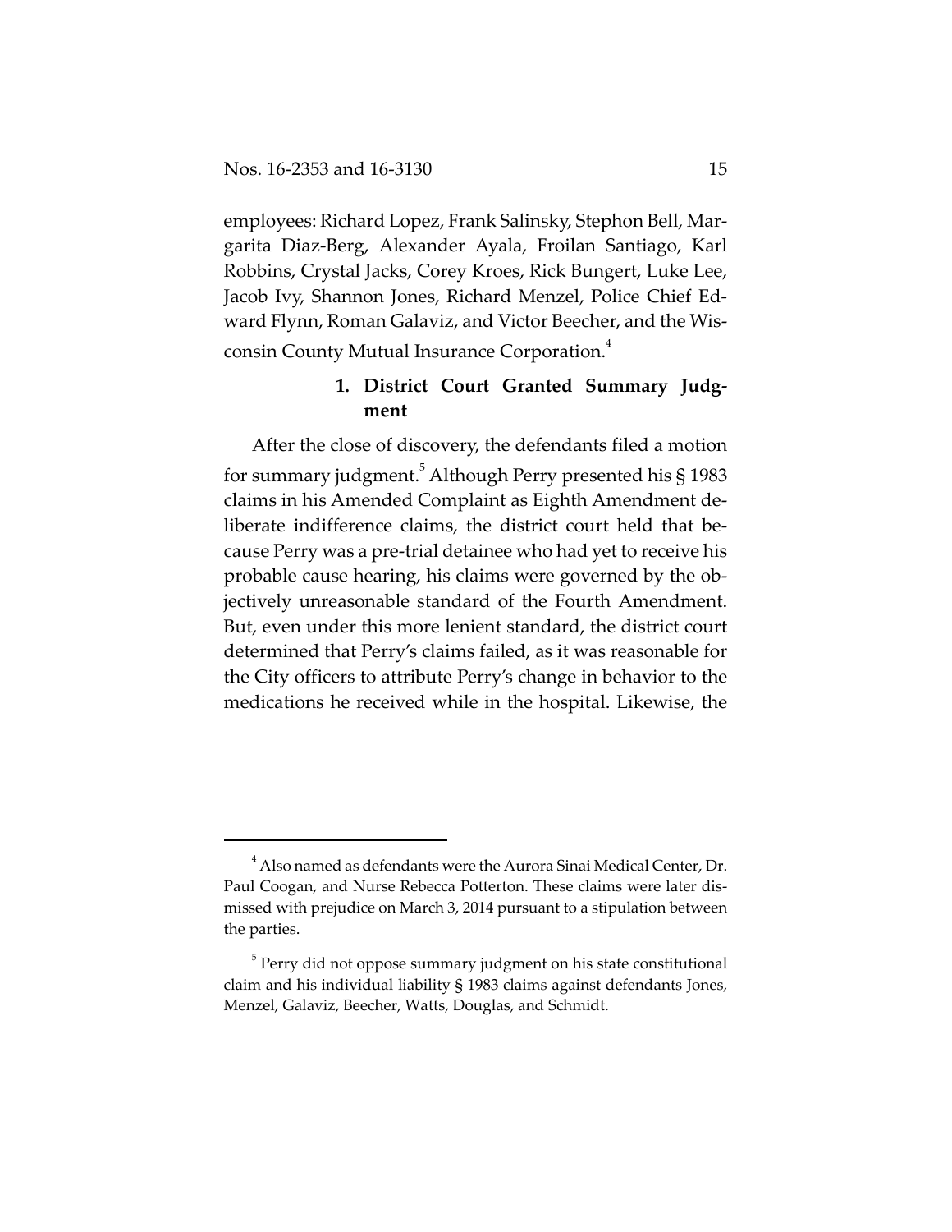employees: Richard Lopez, Frank Salinsky, Stephon Bell, Margarita Diaz-Berg, Alexander Ayala, Froilan Santiago, Karl Robbins, Crystal Jacks, Corey Kroes, Rick Bungert, Luke Lee, Jacob Ivy, Shannon Jones, Richard Menzel, Police Chief Edward Flynn, Roman Galaviz, and Victor Beecher, and the Wisconsin County Mutual Insurance Corporation.[4]

### 1. District Court Granted Summary Judgment

After the close of discovery, the defendants filed a motion for summary judgment.[5] Although Perry presented his § 1983 claims in his Amended Complaint as Eighth Amendment deliberate indifference claims, the district court held that because Perry was a pre-trial detainee who had yet to receive his probable cause hearing, his claims were governed by the objectively unreasonable standard of the Fourth Amendment. But, even under this more lenient standard, the district court determined that Perry's claims failed, as it was reasonable for the City officers to attribute Perry's change in behavior to the medications he received while in the hospital. Likewise, the

---

[4] Also named as defendants were the Aurora Sinai Medical Center, Dr. Paul Coogan, and Nurse Rebecca Potterton. These claims were later dismissed with prejudice on March 3, 2014 pursuant to a stipulation between the parties.

[5] Perry did not oppose summary judgment on his state constitutional claim and his individual liability § 1983 claims against defendants Jones, Menzel, Galaviz, Beecher, Watts, Douglas, and Schmidt.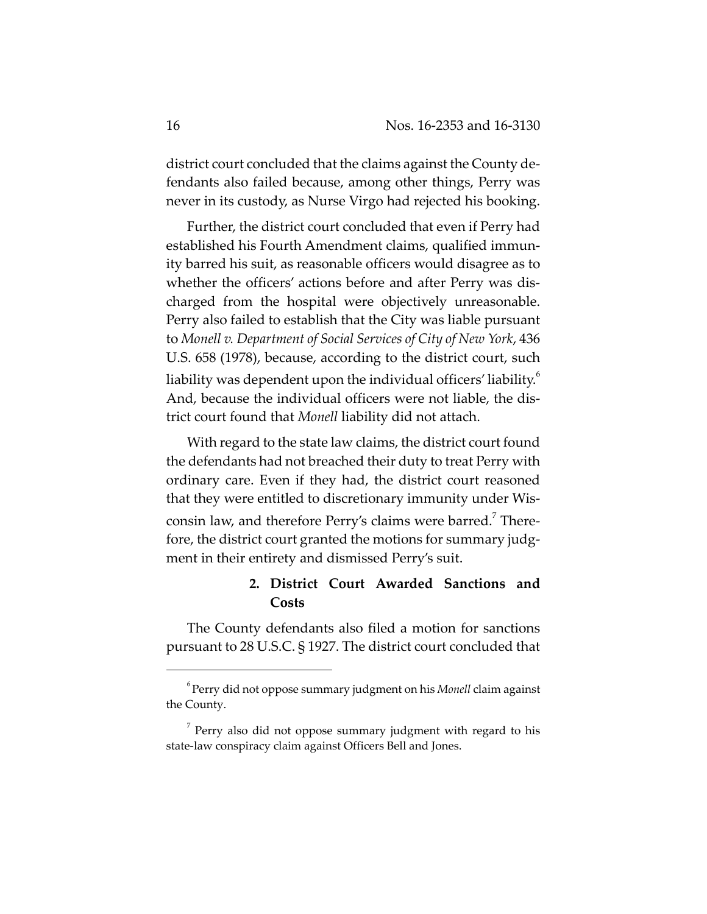district court concluded that the claims against the County defendants also failed because, among other things, Perry was never in its custody, as Nurse Virgo had rejected his booking.

Further, the district court concluded that even if Perry had established his Fourth Amendment claims, qualified immunity barred his suit, as reasonable officers would disagree as to whether the officers' actions before and after Perry was discharged from the hospital were objectively unreasonable. Perry also failed to establish that the City was liable pursuant to *Monell v. Department of Social Services of City of New York*, 436 U.S. 658 (1978), because, according to the district court, such liability was dependent upon the individual officers' liability.[6] And, because the individual officers were not liable, the district court found that *Monell* liability did not attach.

With regard to the state law claims, the district court found the defendants had not breached their duty to treat Perry with ordinary care. Even if they had, the district court reasoned that they were entitled to discretionary immunity under Wisconsin law, and therefore Perry's claims were barred.[7] Therefore, the district court granted the motions for summary judgment in their entirety and dismissed Perry's suit.

### 2. District Court Awarded Sanctions and Costs

The County defendants also filed a motion for sanctions pursuant to 28 U.S.C. § 1927. The district court concluded that

---

[6] Perry did not oppose summary judgment on his *Monell* claim against the County.

[7] Perry also did not oppose summary judgment with regard to his state-law conspiracy claim against Officers Bell and Jones.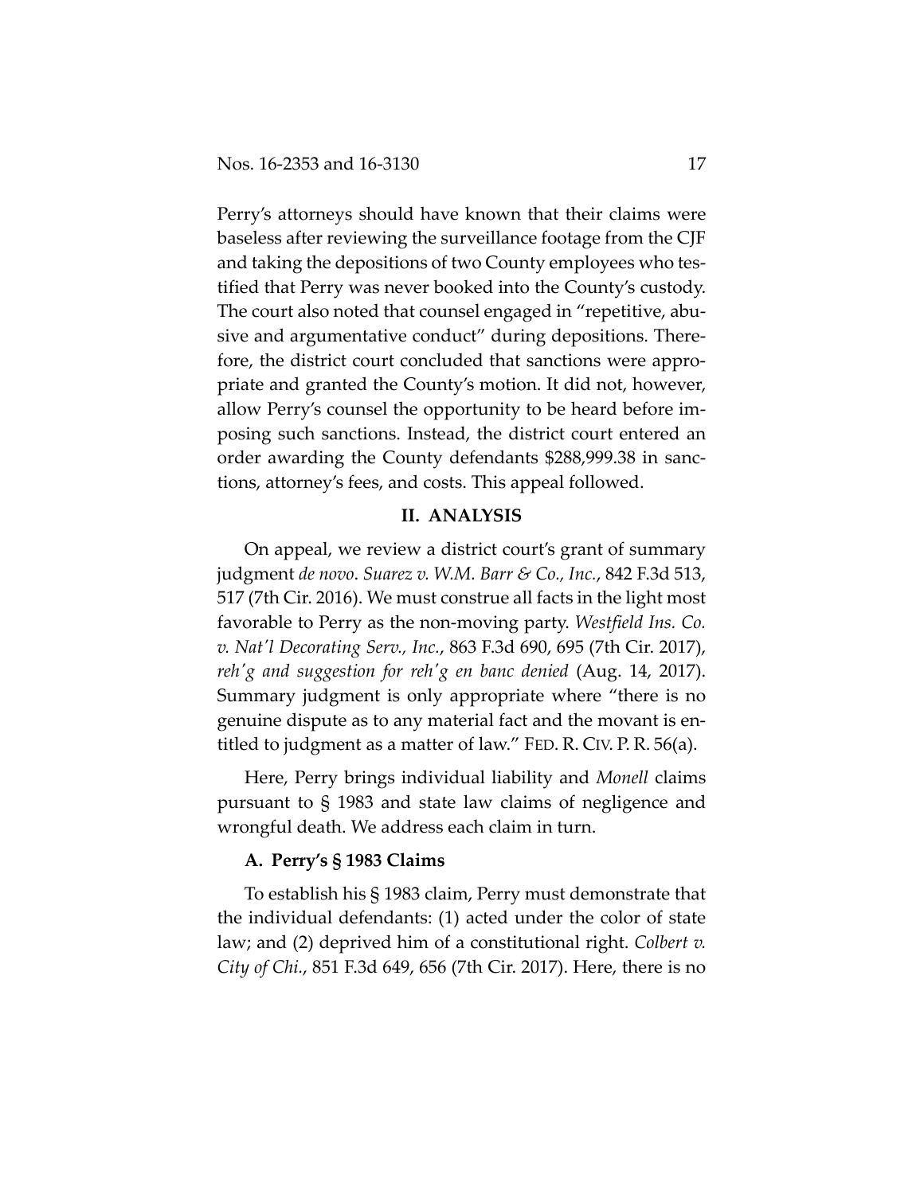Perry's attorneys should have known that their claims were baseless after reviewing the surveillance footage from the CJF and taking the depositions of two County employees who testified that Perry was never booked into the County's custody. The court also noted that counsel engaged in "repetitive, abusive and argumentative conduct" during depositions. Therefore, the district court concluded that sanctions were appropriate and granted the County's motion. It did not, however, allow Perry's counsel the opportunity to be heard before imposing such sanctions. Instead, the district court entered an order awarding the County defendants $288,999.38 in sanctions, attorney's fees, and costs. This appeal followed.

## II. ANALYSIS

On appeal, we review a district court's grant of summary judgment *de novo*. *Suarez v. W.M. Barr & Co., Inc.*, 842 F.3d 513, 517 (7th Cir. 2016). We must construe all facts in the light most favorable to Perry as the non-moving party. *Westfield Ins. Co. v. Nat'l Decorating Serv., Inc.*, 863 F.3d 690, 695 (7th Cir. 2017), *reh'g and suggestion for reh'g en banc denied* (Aug. 14, 2017). Summary judgment is only appropriate where "there is no genuine dispute as to any material fact and the movant is entitled to judgment as a matter of law." FED. R. CIV. P. R. 56(a).

Here, Perry brings individual liability and *Monell* claims pursuant to § 1983 and state law claims of negligence and wrongful death. We address each claim in turn.

### A. Perry's § 1983 Claims

To establish his § 1983 claim, Perry must demonstrate that the individual defendants: (1) acted under the color of state law; and (2) deprived him of a constitutional right. *Colbert v. City of Chi.*, 851 F.3d 649, 656 (7th Cir. 2017). Here, there is no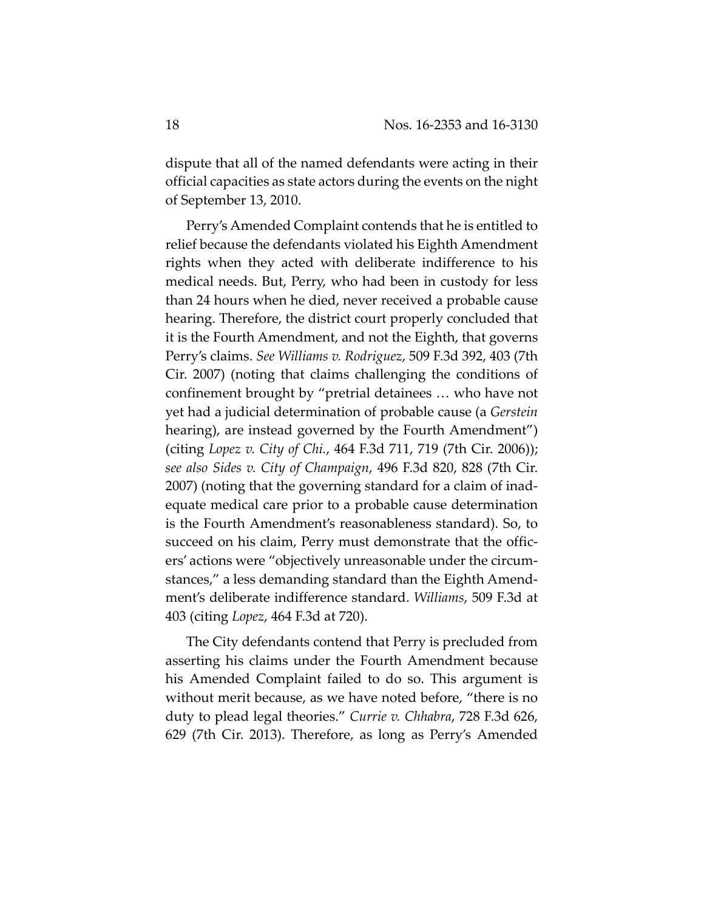dispute that all of the named defendants were acting in their official capacities as state actors during the events on the night of September 13, 2010.

Perry's Amended Complaint contends that he is entitled to relief because the defendants violated his Eighth Amendment rights when they acted with deliberate indifference to his medical needs. But, Perry, who had been in custody for less than 24 hours when he died, never received a probable cause hearing. Therefore, the district court properly concluded that it is the Fourth Amendment, and not the Eighth, that governs Perry's claims. *See Williams v. Rodriguez*, 509 F.3d 392, 403 (7th Cir. 2007) (noting that claims challenging the conditions of confinement brought by "pretrial detainees … who have not yet had a judicial determination of probable cause (a *Gerstein* hearing), are instead governed by the Fourth Amendment") (citing *Lopez v. City of Chi.*, 464 F.3d 711, 719 (7th Cir. 2006)); *see also Sides v. City of Champaign*, 496 F.3d 820, 828 (7th Cir. 2007) (noting that the governing standard for a claim of inadequate medical care prior to a probable cause determination is the Fourth Amendment's reasonableness standard). So, to succeed on his claim, Perry must demonstrate that the officers' actions were "objectively unreasonable under the circumstances," a less demanding standard than the Eighth Amendment's deliberate indifference standard. *Williams*, 509 F.3d at 403 (citing *Lopez*, 464 F.3d at 720).

The City defendants contend that Perry is precluded from asserting his claims under the Fourth Amendment because his Amended Complaint failed to do so. This argument is without merit because, as we have noted before, "there is no duty to plead legal theories." *Currie v. Chhabra*, 728 F.3d 626, 629 (7th Cir. 2013). Therefore, as long as Perry's Amended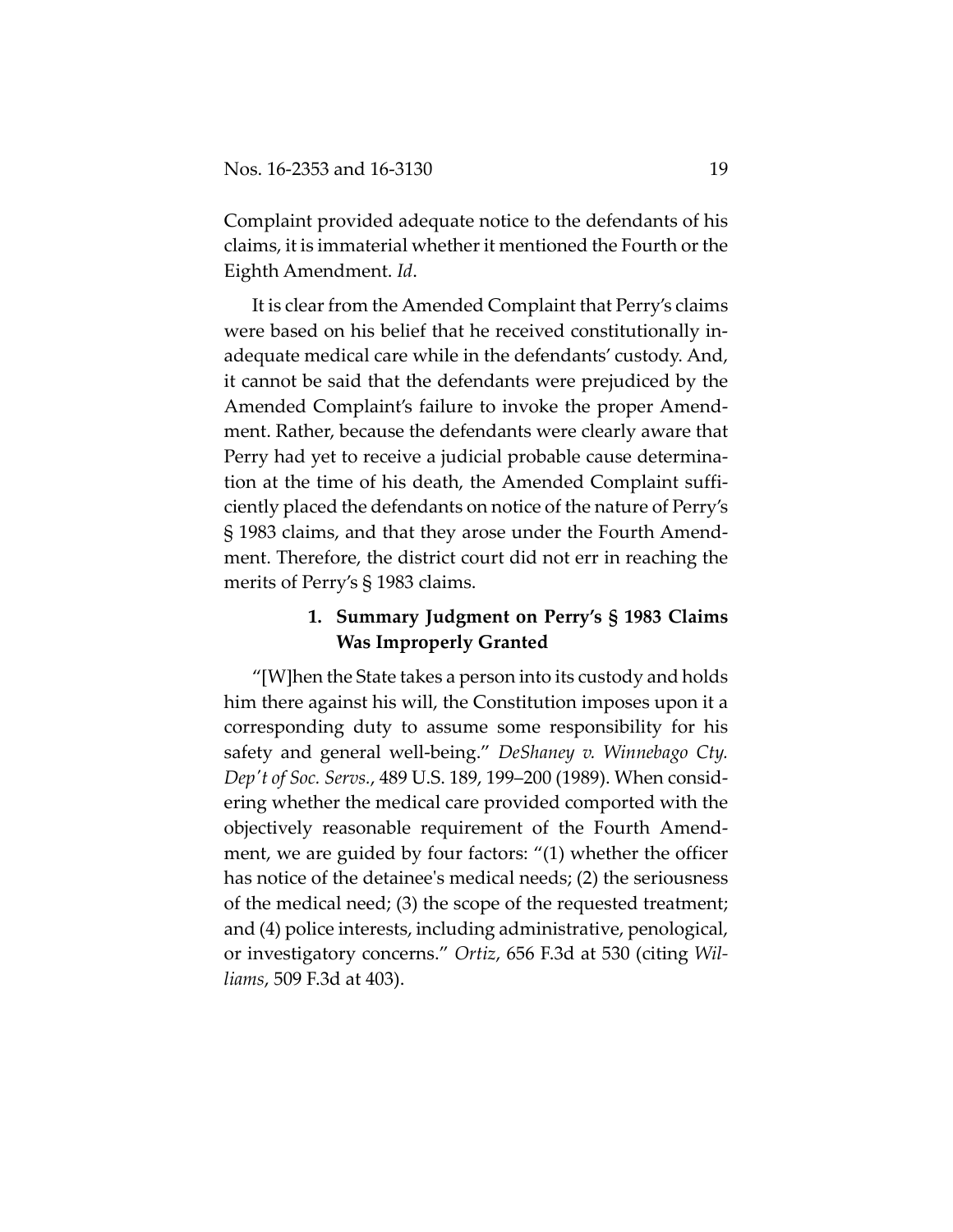Complaint provided adequate notice to the defendants of his claims, it is immaterial whether it mentioned the Fourth or the Eighth Amendment. *Id*.

It is clear from the Amended Complaint that Perry's claims were based on his belief that he received constitutionally inadequate medical care while in the defendants' custody. And, it cannot be said that the defendants were prejudiced by the Amended Complaint's failure to invoke the proper Amendment. Rather, because the defendants were clearly aware that Perry had yet to receive a judicial probable cause determination at the time of his death, the Amended Complaint sufficiently placed the defendants on notice of the nature of Perry's § 1983 claims, and that they arose under the Fourth Amendment. Therefore, the district court did not err in reaching the merits of Perry's § 1983 claims.

### 1. Summary Judgment on Perry's § 1983 Claims Was Improperly Granted

"[W]hen the State takes a person into its custody and holds him there against his will, the Constitution imposes upon it a corresponding duty to assume some responsibility for his safety and general well-being." *DeShaney v. Winnebago Cty. Dep't of Soc. Servs.*, 489 U.S. 189, 199–200 (1989). When considering whether the medical care provided comported with the objectively reasonable requirement of the Fourth Amendment, we are guided by four factors: "(1) whether the officer has notice of the detainee's medical needs; (2) the seriousness of the medical need; (3) the scope of the requested treatment; and (4) police interests, including administrative, penological, or investigatory concerns." *Ortiz*, 656 F.3d at 530 (citing *Williams*, 509 F.3d at 403).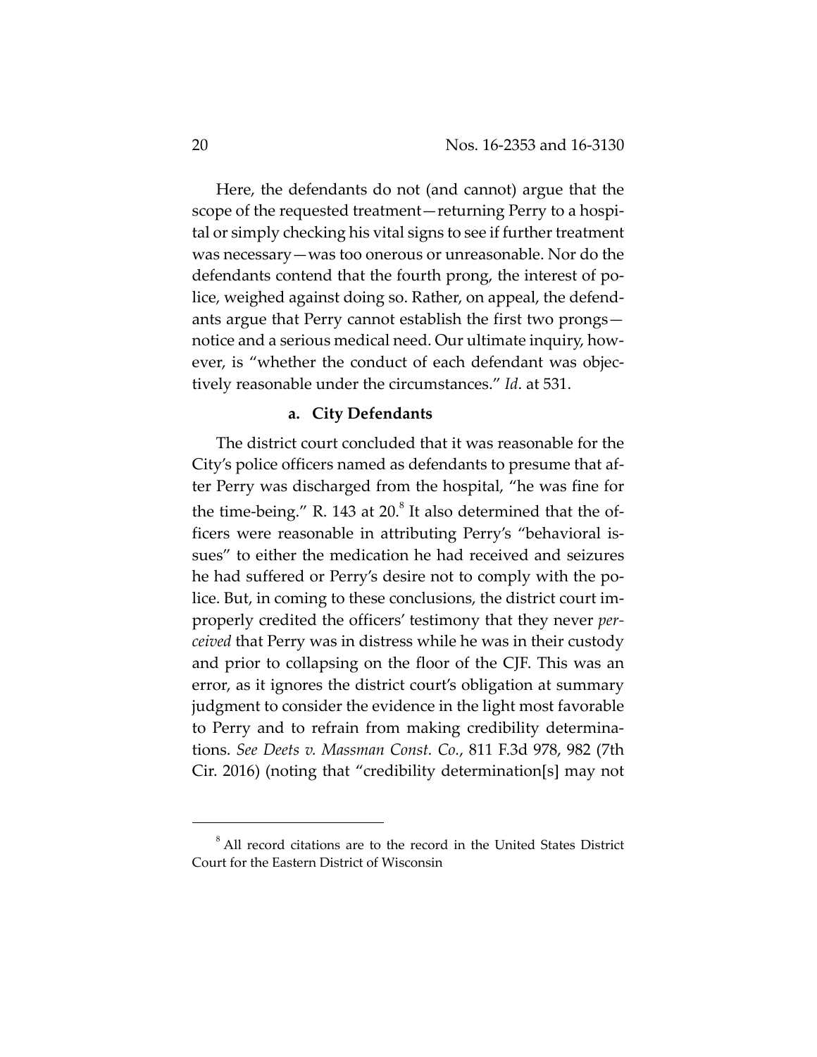Here, the defendants do not (and cannot) argue that the scope of the requested treatment—returning Perry to a hospital or simply checking his vital signs to see if further treatment was necessary—was too onerous or unreasonable. Nor do the defendants contend that the fourth prong, the interest of police, weighed against doing so. Rather, on appeal, the defendants argue that Perry cannot establish the first two prongs—notice and a serious medical need. Our ultimate inquiry, however, is "whether the conduct of each defendant was objectively reasonable under the circumstances." *Id*. at 531.

#### a. City Defendants

The district court concluded that it was reasonable for the City's police officers named as defendants to presume that after Perry was discharged from the hospital, "he was fine for the time-being." R. 143 at 20.[8] It also determined that the officers were reasonable in attributing Perry's "behavioral issues" to either the medication he had received and seizures he had suffered or Perry's desire not to comply with the police. But, in coming to these conclusions, the district court improperly credited the officers' testimony that they never *perceived* that Perry was in distress while he was in their custody and prior to collapsing on the floor of the CJF. This was an error, as it ignores the district court's obligation at summary judgment to consider the evidence in the light most favorable to Perry and to refrain from making credibility determinations. *See Deets v. Massman Const. Co.*, 811 F.3d 978, 982 (7th Cir. 2016) (noting that "credibility determination[s] may not

[8] All record citations are to the record in the United States District Court for the Eastern District of Wisconsin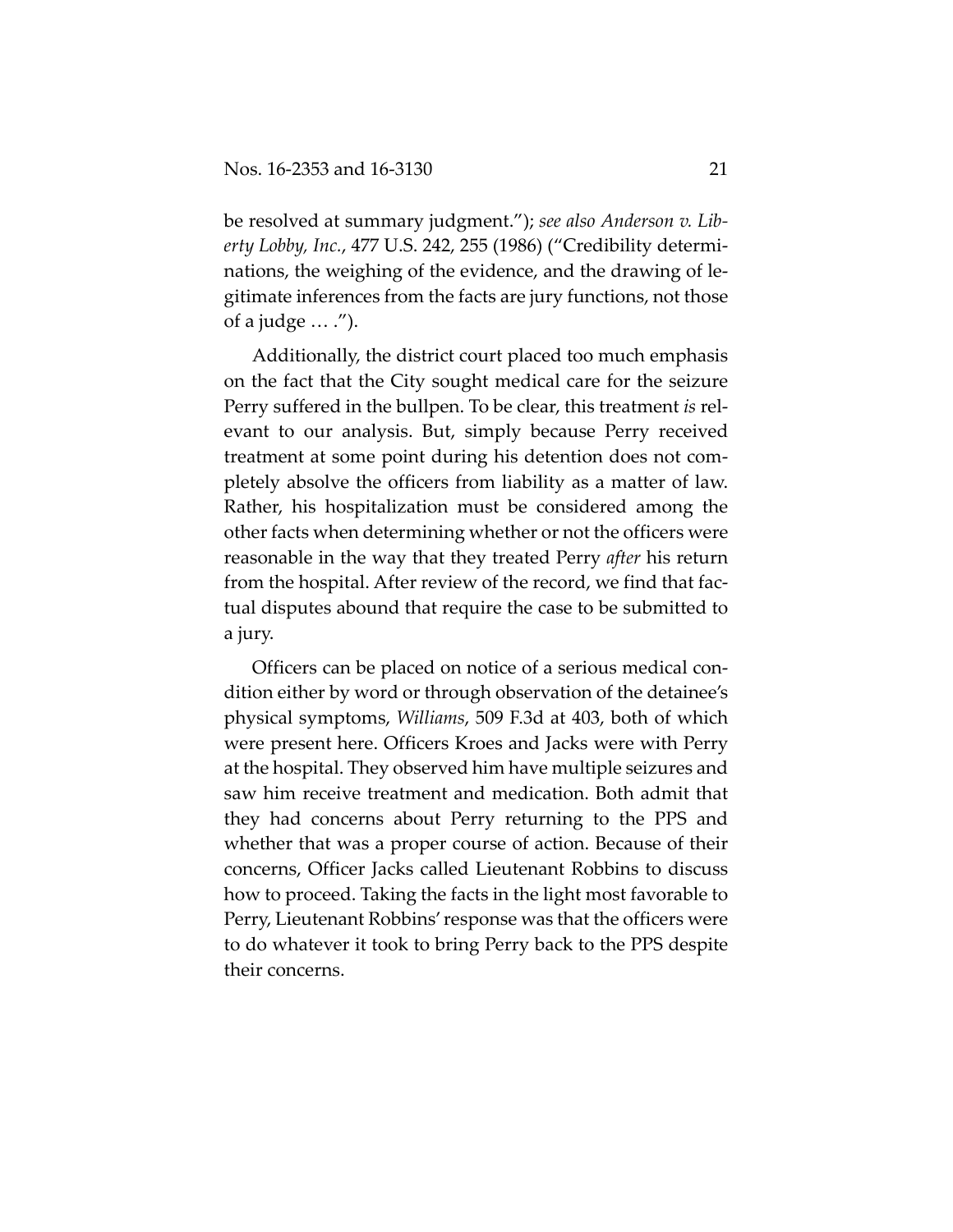be resolved at summary judgment."); *see also Anderson v. Liberty Lobby, Inc.*, 477 U.S. 242, 255 (1986) ("Credibility determinations, the weighing of the evidence, and the drawing of legitimate inferences from the facts are jury functions, not those of a judge … .").

Additionally, the district court placed too much emphasis on the fact that the City sought medical care for the seizure Perry suffered in the bullpen. To be clear, this treatment *is* relevant to our analysis. But, simply because Perry received treatment at some point during his detention does not completely absolve the officers from liability as a matter of law. Rather, his hospitalization must be considered among the other facts when determining whether or not the officers were reasonable in the way that they treated Perry *after* his return from the hospital. After review of the record, we find that factual disputes abound that require the case to be submitted to a jury.

Officers can be placed on notice of a serious medical condition either by word or through observation of the detainee's physical symptoms, *Williams*, 509 F.3d at 403, both of which were present here. Officers Kroes and Jacks were with Perry at the hospital. They observed him have multiple seizures and saw him receive treatment and medication. Both admit that they had concerns about Perry returning to the PPS and whether that was a proper course of action. Because of their concerns, Officer Jacks called Lieutenant Robbins to discuss how to proceed. Taking the facts in the light most favorable to Perry, Lieutenant Robbins' response was that the officers were to do whatever it took to bring Perry back to the PPS despite their concerns.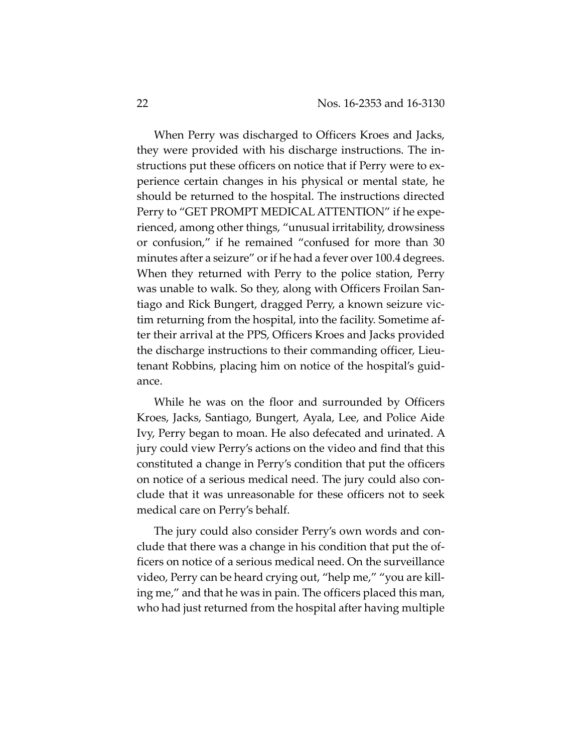When Perry was discharged to Officers Kroes and Jacks, they were provided with his discharge instructions. The instructions put these officers on notice that if Perry were to experience certain changes in his physical or mental state, he should be returned to the hospital. The instructions directed Perry to "GET PROMPT MEDICAL ATTENTION" if he experienced, among other things, "unusual irritability, drowsiness or confusion," if he remained "confused for more than 30 minutes after a seizure" or if he had a fever over 100.4 degrees. When they returned with Perry to the police station, Perry was unable to walk. So they, along with Officers Froilan Santiago and Rick Bungert, dragged Perry, a known seizure victim returning from the hospital, into the facility. Sometime after their arrival at the PPS, Officers Kroes and Jacks provided the discharge instructions to their commanding officer, Lieutenant Robbins, placing him on notice of the hospital's guidance.

While he was on the floor and surrounded by Officers Kroes, Jacks, Santiago, Bungert, Ayala, Lee, and Police Aide Ivy, Perry began to moan. He also defecated and urinated. A jury could view Perry's actions on the video and find that this constituted a change in Perry's condition that put the officers on notice of a serious medical need. The jury could also conclude that it was unreasonable for these officers not to seek medical care on Perry's behalf.

The jury could also consider Perry's own words and conclude that there was a change in his condition that put the officers on notice of a serious medical need. On the surveillance video, Perry can be heard crying out, "help me," "you are killing me," and that he was in pain. The officers placed this man, who had just returned from the hospital after having multiple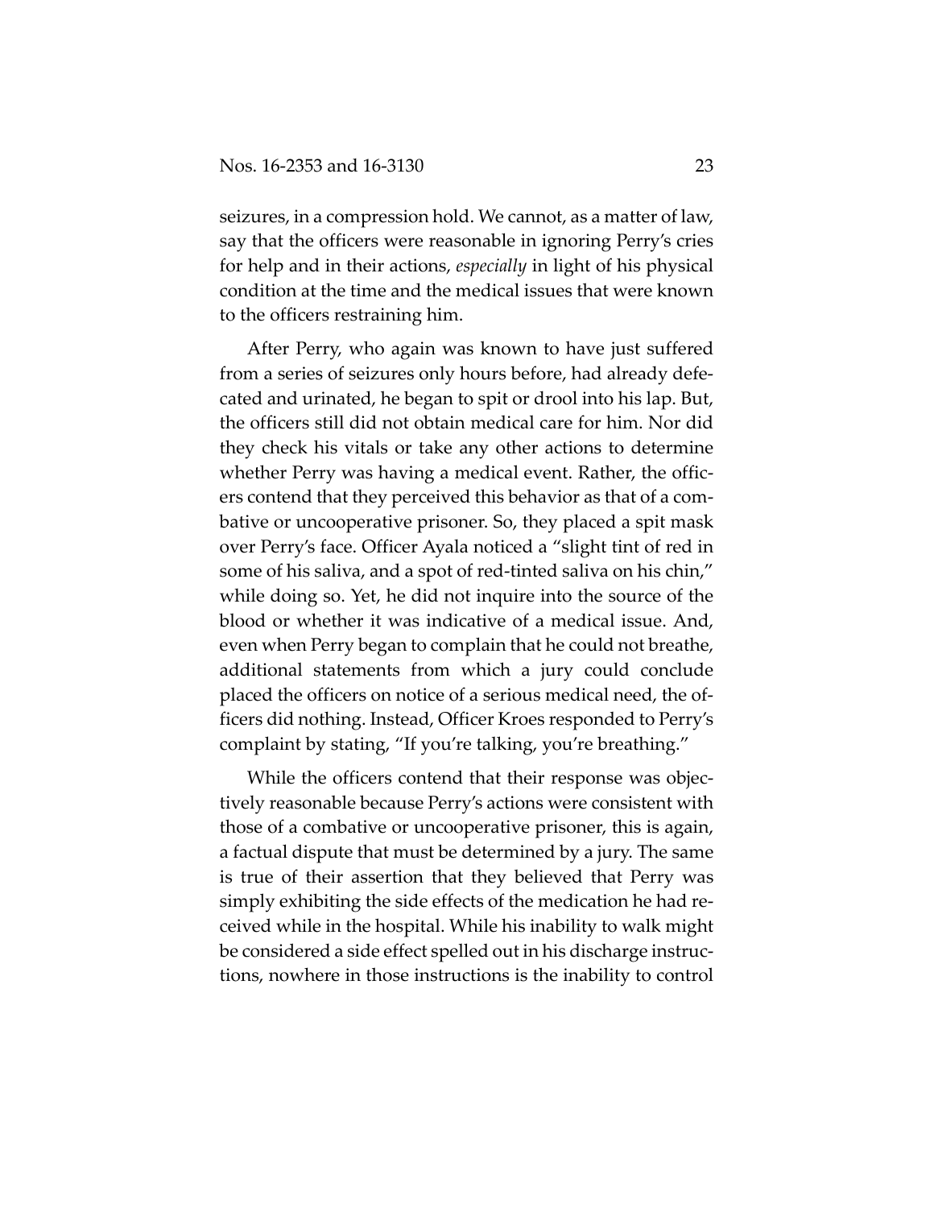seizures, in a compression hold. We cannot, as a matter of law, say that the officers were reasonable in ignoring Perry's cries for help and in their actions, *especially* in light of his physical condition at the time and the medical issues that were known to the officers restraining him.

After Perry, who again was known to have just suffered from a series of seizures only hours before, had already defecated and urinated, he began to spit or drool into his lap. But, the officers still did not obtain medical care for him. Nor did they check his vitals or take any other actions to determine whether Perry was having a medical event. Rather, the officers contend that they perceived this behavior as that of a combative or uncooperative prisoner. So, they placed a spit mask over Perry's face. Officer Ayala noticed a "slight tint of red in some of his saliva, and a spot of red-tinted saliva on his chin," while doing so. Yet, he did not inquire into the source of the blood or whether it was indicative of a medical issue. And, even when Perry began to complain that he could not breathe, additional statements from which a jury could conclude placed the officers on notice of a serious medical need, the officers did nothing. Instead, Officer Kroes responded to Perry's complaint by stating, "If you're talking, you're breathing."

While the officers contend that their response was objectively reasonable because Perry's actions were consistent with those of a combative or uncooperative prisoner, this is again, a factual dispute that must be determined by a jury. The same is true of their assertion that they believed that Perry was simply exhibiting the side effects of the medication he had received while in the hospital. While his inability to walk might be considered a side effect spelled out in his discharge instructions, nowhere in those instructions is the inability to control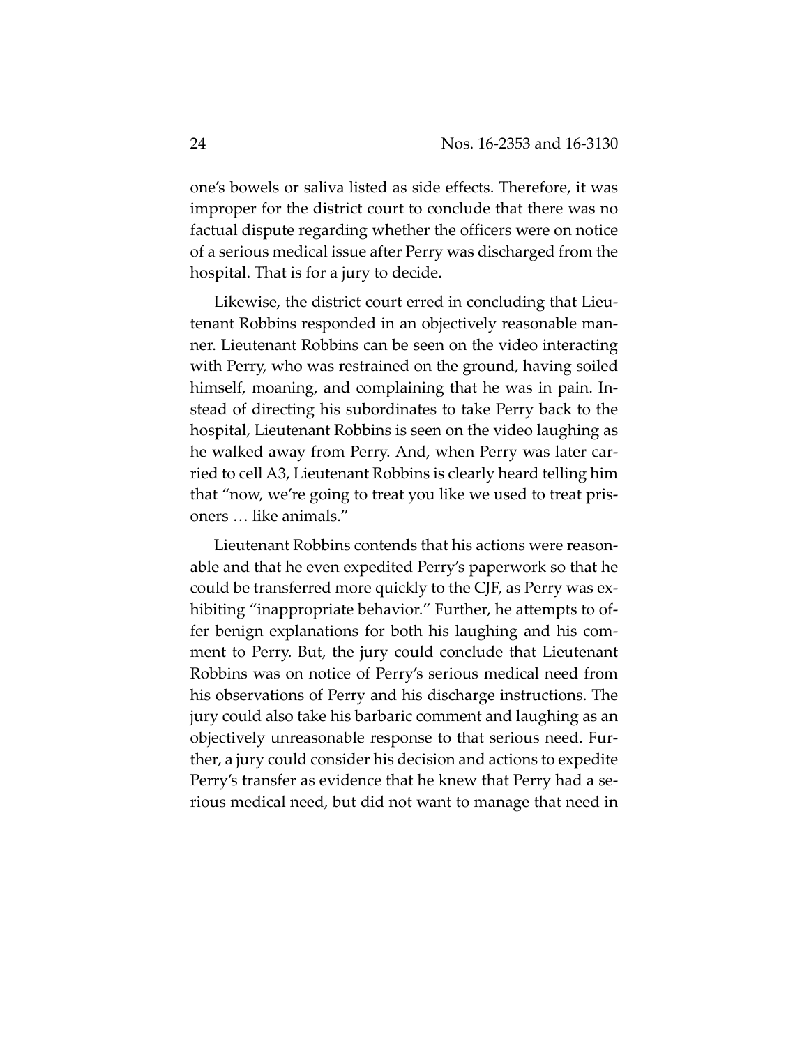one's bowels or saliva listed as side effects. Therefore, it was improper for the district court to conclude that there was no factual dispute regarding whether the officers were on notice of a serious medical issue after Perry was discharged from the hospital. That is for a jury to decide.

Likewise, the district court erred in concluding that Lieutenant Robbins responded in an objectively reasonable manner. Lieutenant Robbins can be seen on the video interacting with Perry, who was restrained on the ground, having soiled himself, moaning, and complaining that he was in pain. Instead of directing his subordinates to take Perry back to the hospital, Lieutenant Robbins is seen on the video laughing as he walked away from Perry. And, when Perry was later carried to cell A3, Lieutenant Robbins is clearly heard telling him that "now, we're going to treat you like we used to treat prisoners … like animals."

Lieutenant Robbins contends that his actions were reasonable and that he even expedited Perry's paperwork so that he could be transferred more quickly to the CJF, as Perry was exhibiting "inappropriate behavior." Further, he attempts to offer benign explanations for both his laughing and his comment to Perry. But, the jury could conclude that Lieutenant Robbins was on notice of Perry's serious medical need from his observations of Perry and his discharge instructions. The jury could also take his barbaric comment and laughing as an objectively unreasonable response to that serious need. Further, a jury could consider his decision and actions to expedite Perry's transfer as evidence that he knew that Perry had a serious medical need, but did not want to manage that need in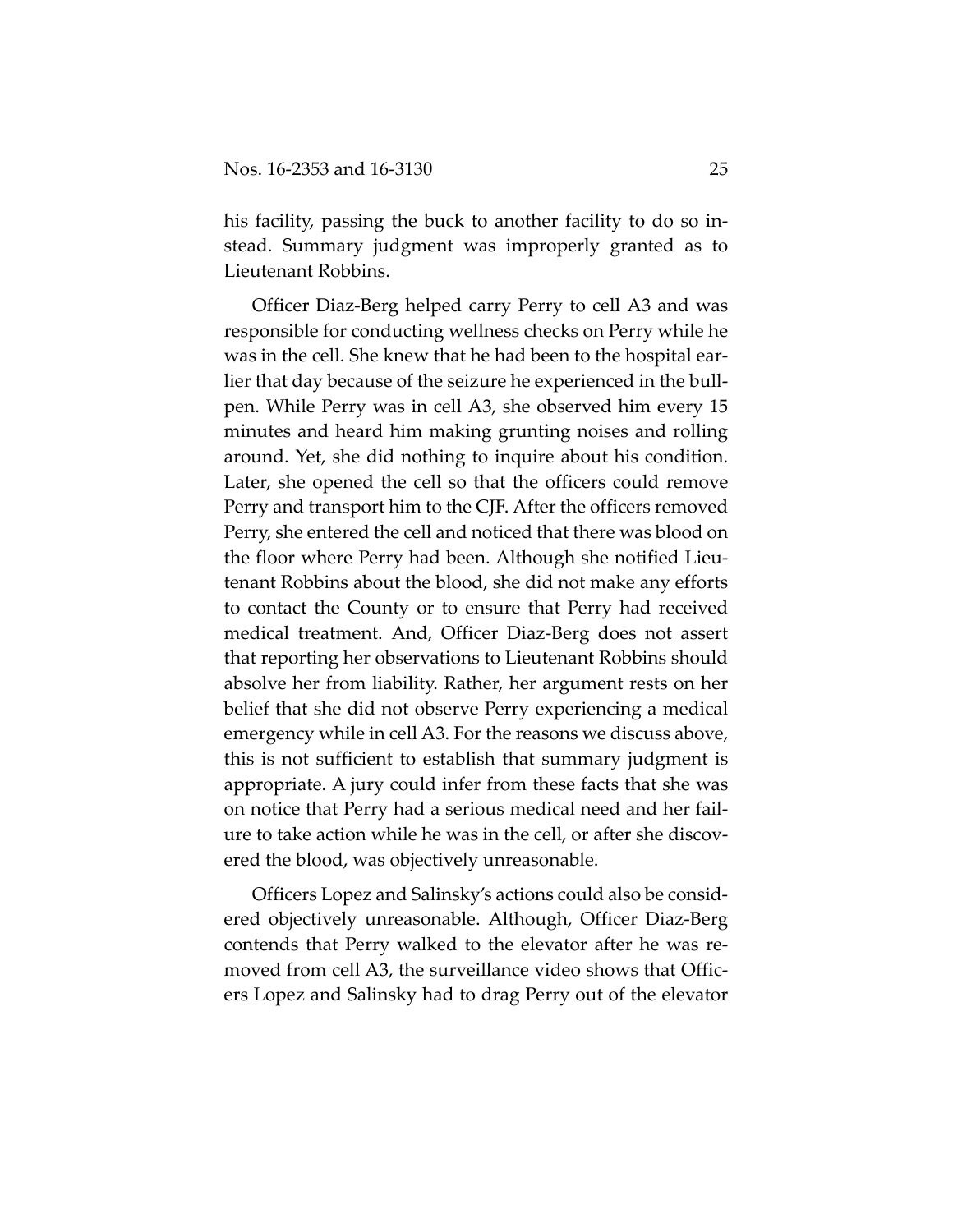his facility, passing the buck to another facility to do so instead. Summary judgment was improperly granted as to Lieutenant Robbins.

Officer Diaz-Berg helped carry Perry to cell A3 and was responsible for conducting wellness checks on Perry while he was in the cell. She knew that he had been to the hospital earlier that day because of the seizure he experienced in the bullpen. While Perry was in cell A3, she observed him every 15 minutes and heard him making grunting noises and rolling around. Yet, she did nothing to inquire about his condition. Later, she opened the cell so that the officers could remove Perry and transport him to the CJF. After the officers removed Perry, she entered the cell and noticed that there was blood on the floor where Perry had been. Although she notified Lieutenant Robbins about the blood, she did not make any efforts to contact the County or to ensure that Perry had received medical treatment. And, Officer Diaz-Berg does not assert that reporting her observations to Lieutenant Robbins should absolve her from liability. Rather, her argument rests on her belief that she did not observe Perry experiencing a medical emergency while in cell A3. For the reasons we discuss above, this is not sufficient to establish that summary judgment is appropriate. A jury could infer from these facts that she was on notice that Perry had a serious medical need and her failure to take action while he was in the cell, or after she discovered the blood, was objectively unreasonable.

Officers Lopez and Salinsky's actions could also be considered objectively unreasonable. Although, Officer Diaz-Berg contends that Perry walked to the elevator after he was removed from cell A3, the surveillance video shows that Officers Lopez and Salinsky had to drag Perry out of the elevator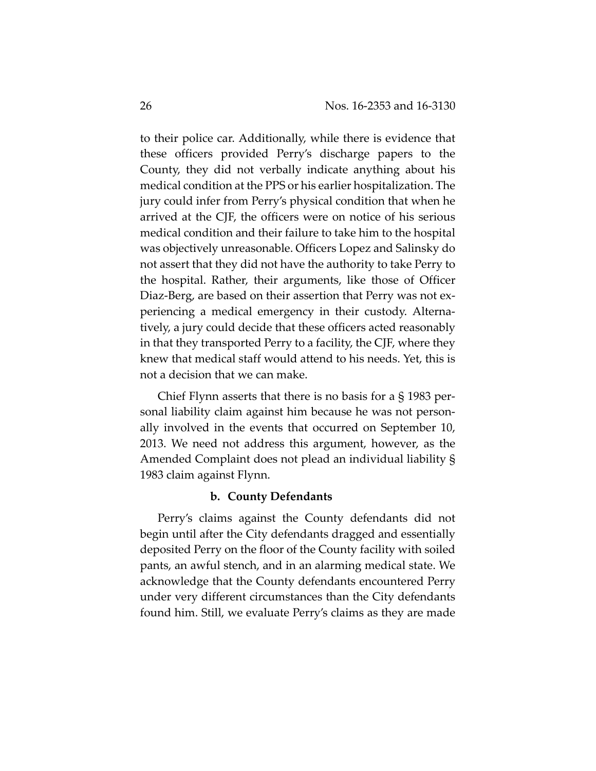to their police car. Additionally, while there is evidence that these officers provided Perry's discharge papers to the County, they did not verbally indicate anything about his medical condition at the PPS or his earlier hospitalization. The jury could infer from Perry's physical condition that when he arrived at the CJF, the officers were on notice of his serious medical condition and their failure to take him to the hospital was objectively unreasonable. Officers Lopez and Salinsky do not assert that they did not have the authority to take Perry to the hospital. Rather, their arguments, like those of Officer Diaz-Berg, are based on their assertion that Perry was not experiencing a medical emergency in their custody. Alternatively, a jury could decide that these officers acted reasonably in that they transported Perry to a facility, the CJF, where they knew that medical staff would attend to his needs. Yet, this is not a decision that we can make.

Chief Flynn asserts that there is no basis for a § 1983 personal liability claim against him because he was not personally involved in the events that occurred on September 10, 2013. We need not address this argument, however, as the Amended Complaint does not plead an individual liability § 1983 claim against Flynn.

**b. County Defendants**

Perry's claims against the County defendants did not begin until after the City defendants dragged and essentially deposited Perry on the floor of the County facility with soiled pants, an awful stench, and in an alarming medical state. We acknowledge that the County defendants encountered Perry under very different circumstances than the City defendants found him. Still, we evaluate Perry's claims as they are made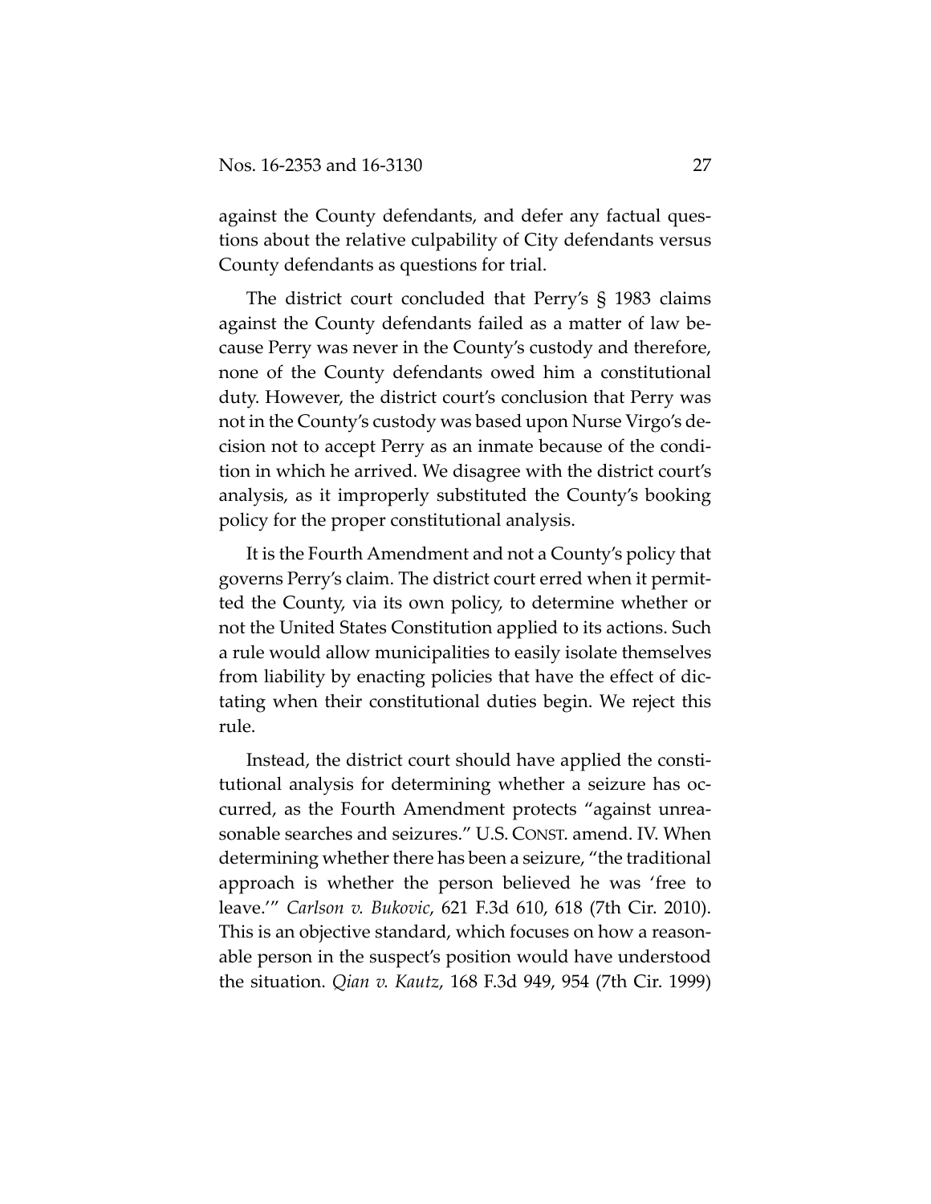against the County defendants, and defer any factual questions about the relative culpability of City defendants versus County defendants as questions for trial.

The district court concluded that Perry's § 1983 claims against the County defendants failed as a matter of law because Perry was never in the County's custody and therefore, none of the County defendants owed him a constitutional duty. However, the district court's conclusion that Perry was not in the County's custody was based upon Nurse Virgo's decision not to accept Perry as an inmate because of the condition in which he arrived. We disagree with the district court's analysis, as it improperly substituted the County's booking policy for the proper constitutional analysis.

It is the Fourth Amendment and not a County's policy that governs Perry's claim. The district court erred when it permitted the County, via its own policy, to determine whether or not the United States Constitution applied to its actions. Such a rule would allow municipalities to easily isolate themselves from liability by enacting policies that have the effect of dictating when their constitutional duties begin. We reject this rule.

Instead, the district court should have applied the constitutional analysis for determining whether a seizure has occurred, as the Fourth Amendment protects "against unreasonable searches and seizures." U.S. CONST. amend. IV. When determining whether there has been a seizure, "the traditional approach is whether the person believed he was 'free to leave.'" *Carlson v. Bukovic*, 621 F.3d 610, 618 (7th Cir. 2010). This is an objective standard, which focuses on how a reasonable person in the suspect's position would have understood the situation. *Qian v. Kautz*, 168 F.3d 949, 954 (7th Cir. 1999)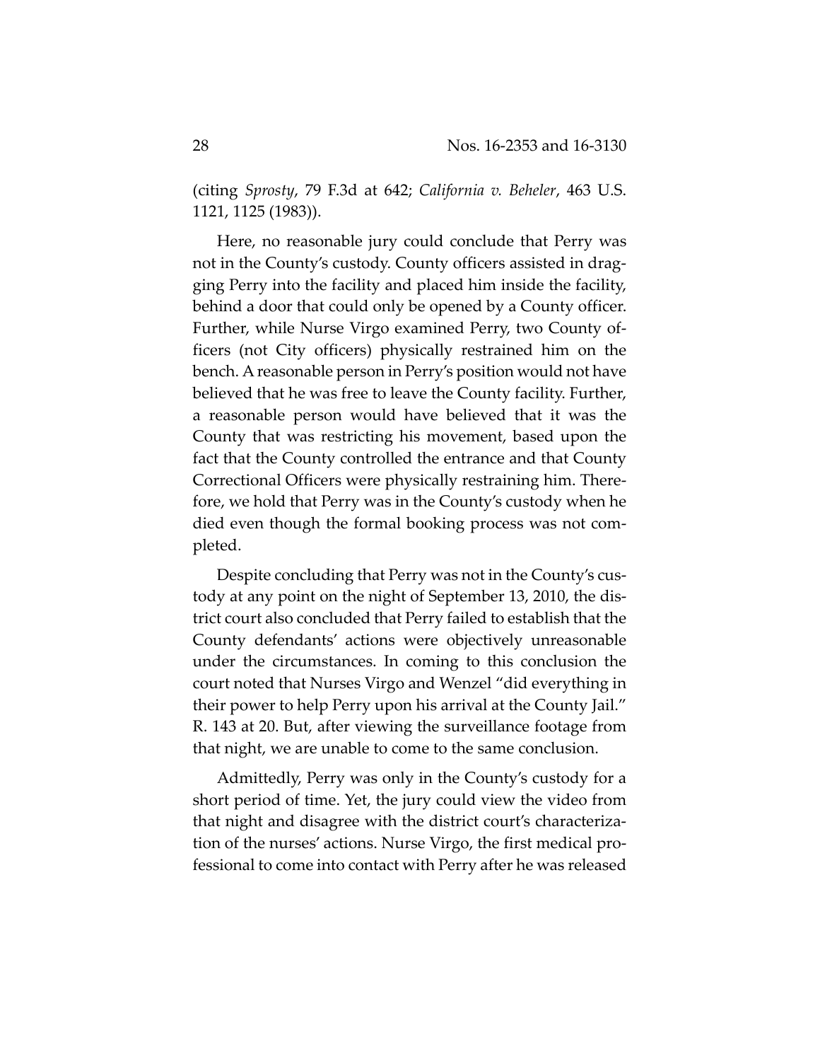(citing *Sprosty*, 79 F.3d at 642; *California v. Beheler*, 463 U.S. 1121, 1125 (1983)).

Here, no reasonable jury could conclude that Perry was not in the County's custody. County officers assisted in dragging Perry into the facility and placed him inside the facility, behind a door that could only be opened by a County officer. Further, while Nurse Virgo examined Perry, two County officers (not City officers) physically restrained him on the bench. A reasonable person in Perry's position would not have believed that he was free to leave the County facility. Further, a reasonable person would have believed that it was the County that was restricting his movement, based upon the fact that the County controlled the entrance and that County Correctional Officers were physically restraining him. Therefore, we hold that Perry was in the County's custody when he died even though the formal booking process was not completed.

Despite concluding that Perry was not in the County's custody at any point on the night of September 13, 2010, the district court also concluded that Perry failed to establish that the County defendants' actions were objectively unreasonable under the circumstances. In coming to this conclusion the court noted that Nurses Virgo and Wenzel "did everything in their power to help Perry upon his arrival at the County Jail." R. 143 at 20. But, after viewing the surveillance footage from that night, we are unable to come to the same conclusion.

Admittedly, Perry was only in the County's custody for a short period of time. Yet, the jury could view the video from that night and disagree with the district court's characterization of the nurses' actions. Nurse Virgo, the first medical professional to come into contact with Perry after he was released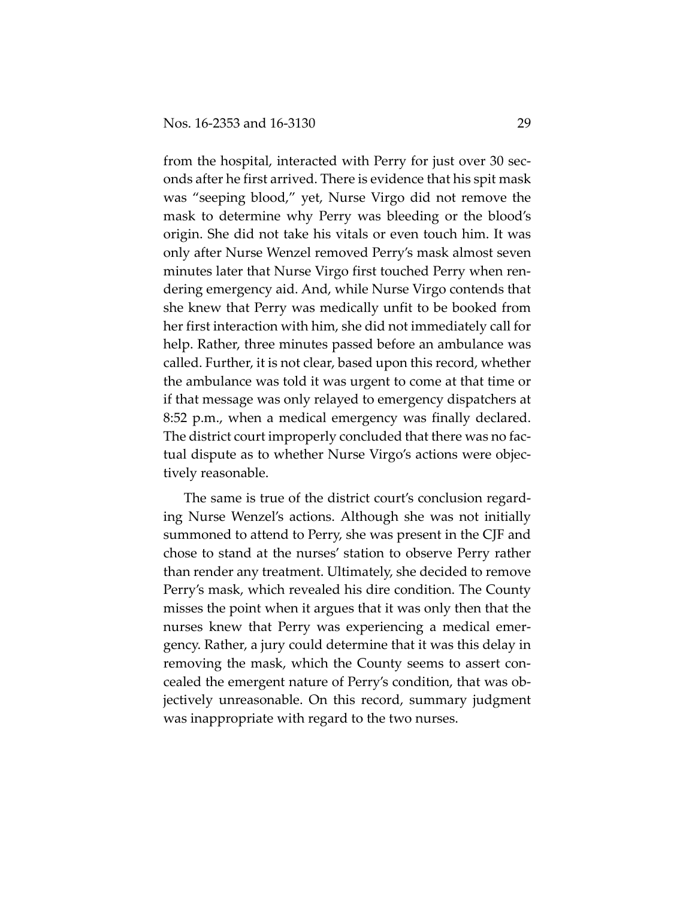from the hospital, interacted with Perry for just over 30 seconds after he first arrived. There is evidence that his spit mask was "seeping blood," yet, Nurse Virgo did not remove the mask to determine why Perry was bleeding or the blood's origin. She did not take his vitals or even touch him. It was only after Nurse Wenzel removed Perry's mask almost seven minutes later that Nurse Virgo first touched Perry when rendering emergency aid. And, while Nurse Virgo contends that she knew that Perry was medically unfit to be booked from her first interaction with him, she did not immediately call for help. Rather, three minutes passed before an ambulance was called. Further, it is not clear, based upon this record, whether the ambulance was told it was urgent to come at that time or if that message was only relayed to emergency dispatchers at 8:52 p.m., when a medical emergency was finally declared. The district court improperly concluded that there was no factual dispute as to whether Nurse Virgo's actions were objectively reasonable.

The same is true of the district court's conclusion regarding Nurse Wenzel's actions. Although she was not initially summoned to attend to Perry, she was present in the CJF and chose to stand at the nurses' station to observe Perry rather than render any treatment. Ultimately, she decided to remove Perry's mask, which revealed his dire condition. The County misses the point when it argues that it was only then that the nurses knew that Perry was experiencing a medical emergency. Rather, a jury could determine that it was this delay in removing the mask, which the County seems to assert concealed the emergent nature of Perry's condition, that was objectively unreasonable. On this record, summary judgment was inappropriate with regard to the two nurses.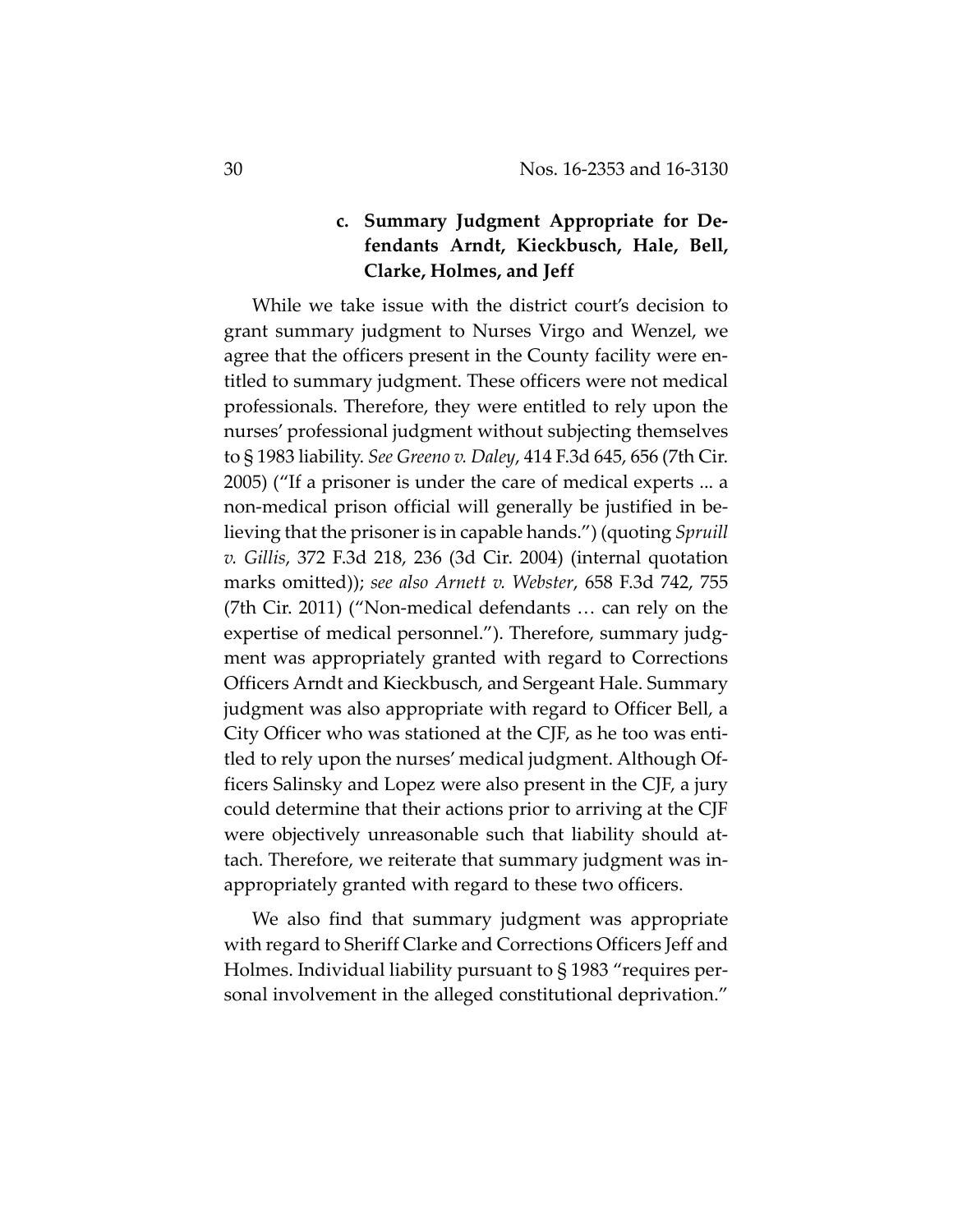#### c. Summary Judgment Appropriate for Defendants Arndt, Kieckbusch, Hale, Bell, Clarke, Holmes, and Jeff

While we take issue with the district court's decision to grant summary judgment to Nurses Virgo and Wenzel, we agree that the officers present in the County facility were entitled to summary judgment. These officers were not medical professionals. Therefore, they were entitled to rely upon the nurses' professional judgment without subjecting themselves to § 1983 liability. *See Greeno v. Daley*, 414 F.3d 645, 656 (7th Cir. 2005) ("If a prisoner is under the care of medical experts ... a non-medical prison official will generally be justified in believing that the prisoner is in capable hands.") (quoting *Spruill v. Gillis*, 372 F.3d 218, 236 (3d Cir. 2004) (internal quotation marks omitted)); *see also Arnett v. Webster*, 658 F.3d 742, 755 (7th Cir. 2011) ("Non-medical defendants … can rely on the expertise of medical personnel."). Therefore, summary judgment was appropriately granted with regard to Corrections Officers Arndt and Kieckbusch, and Sergeant Hale. Summary judgment was also appropriate with regard to Officer Bell, a City Officer who was stationed at the CJF, as he too was entitled to rely upon the nurses' medical judgment. Although Officers Salinsky and Lopez were also present in the CJF, a jury could determine that their actions prior to arriving at the CJF were objectively unreasonable such that liability should attach. Therefore, we reiterate that summary judgment was inappropriately granted with regard to these two officers.

We also find that summary judgment was appropriate with regard to Sheriff Clarke and Corrections Officers Jeff and Holmes. Individual liability pursuant to § 1983 "requires personal involvement in the alleged constitutional deprivation."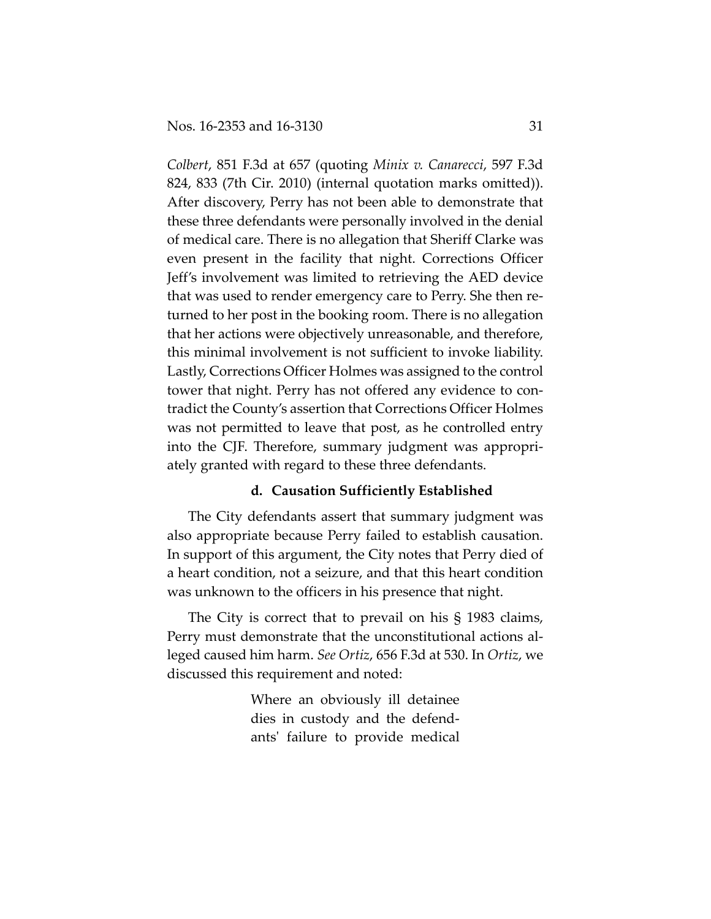*Colbert*, 851 F.3d at 657 (quoting *Minix v. Canarecci*, 597 F.3d 824, 833 (7th Cir. 2010) (internal quotation marks omitted)). After discovery, Perry has not been able to demonstrate that these three defendants were personally involved in the denial of medical care. There is no allegation that Sheriff Clarke was even present in the facility that night. Corrections Officer Jeff's involvement was limited to retrieving the AED device that was used to render emergency care to Perry. She then returned to her post in the booking room. There is no allegation that her actions were objectively unreasonable, and therefore, this minimal involvement is not sufficient to invoke liability. Lastly, Corrections Officer Holmes was assigned to the control tower that night. Perry has not offered any evidence to contradict the County's assertion that Corrections Officer Holmes was not permitted to leave that post, as he controlled entry into the CJF. Therefore, summary judgment was appropriately granted with regard to these three defendants.

#### d. Causation Sufficiently Established

The City defendants assert that summary judgment was also appropriate because Perry failed to establish causation. In support of this argument, the City notes that Perry died of a heart condition, not a seizure, and that this heart condition was unknown to the officers in his presence that night.

The City is correct that to prevail on his § 1983 claims, Perry must demonstrate that the unconstitutional actions alleged caused him harm. *See Ortiz*, 656 F.3d at 530. In *Ortiz*, we discussed this requirement and noted:

> Where an obviously ill detainee dies in custody and the defendants' failure to provide medical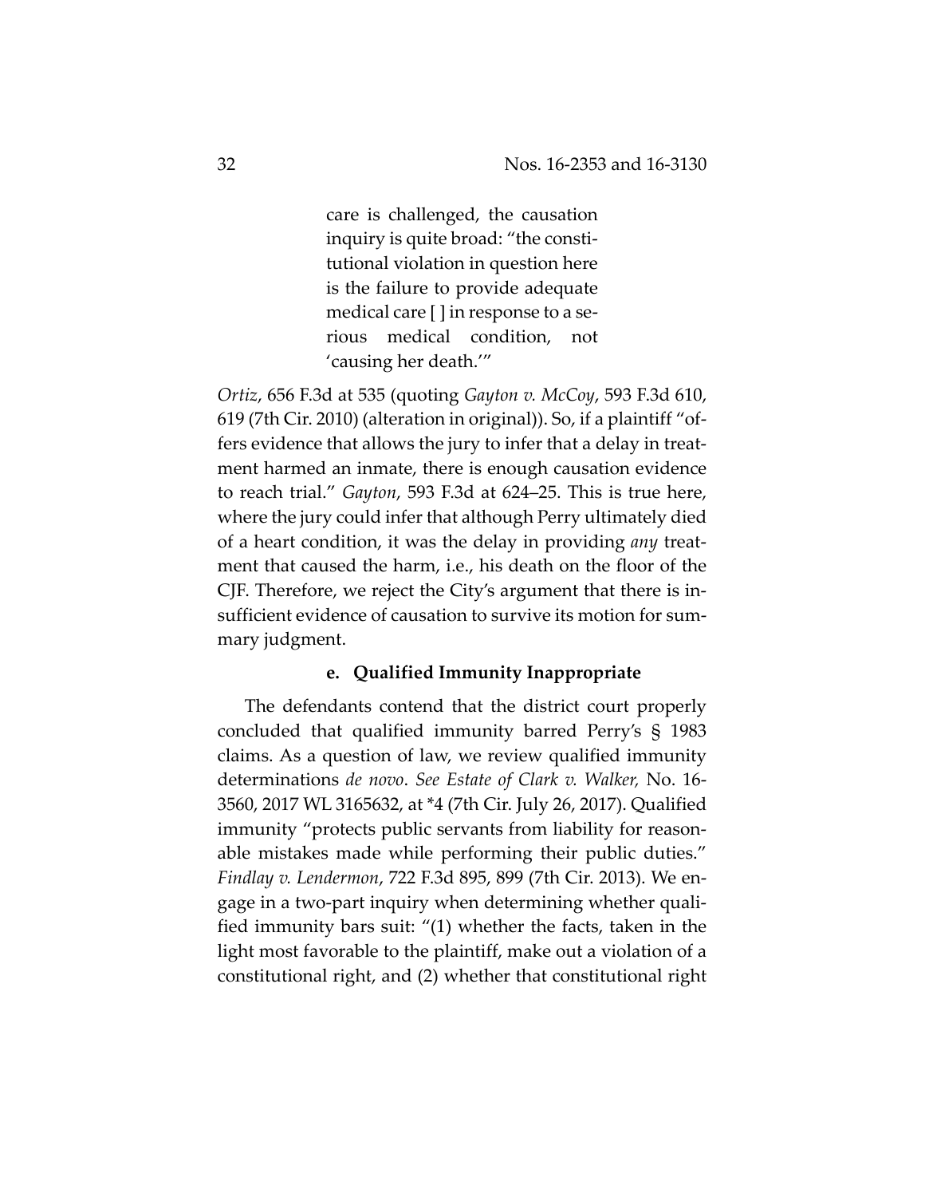> care is challenged, the causation inquiry is quite broad: "the constitutional violation in question here is the failure to provide adequate medical care [ ] in response to a serious medical condition, not 'causing her death.'"

*Ortiz*, 656 F.3d at 535 (quoting *Gayton v. McCoy*, 593 F.3d 610, 619 (7th Cir. 2010) (alteration in original)). So, if a plaintiff "offers evidence that allows the jury to infer that a delay in treatment harmed an inmate, there is enough causation evidence to reach trial." *Gayton*, 593 F.3d at 624–25. This is true here, where the jury could infer that although Perry ultimately died of a heart condition, it was the delay in providing *any* treatment that caused the harm, i.e., his death on the floor of the CJF. Therefore, we reject the City's argument that there is insufficient evidence of causation to survive its motion for summary judgment.

#### e. Qualified Immunity Inappropriate

The defendants contend that the district court properly concluded that qualified immunity barred Perry's § 1983 claims. As a question of law, we review qualified immunity determinations *de novo*. *See Estate of Clark v. Walker*, No. 16-3560, 2017 WL 3165632, at *4 (7th Cir. July 26, 2017). Qualified immunity "protects public servants from liability for reasonable mistakes made while performing their public duties." *Findlay v. Lendermon*, 722 F.3d 895, 899 (7th Cir. 2013). We engage in a two-part inquiry when determining whether qualified immunity bars suit: "(1) whether the facts, taken in the light most favorable to the plaintiff, make out a violation of a constitutional right, and (2) whether that constitutional right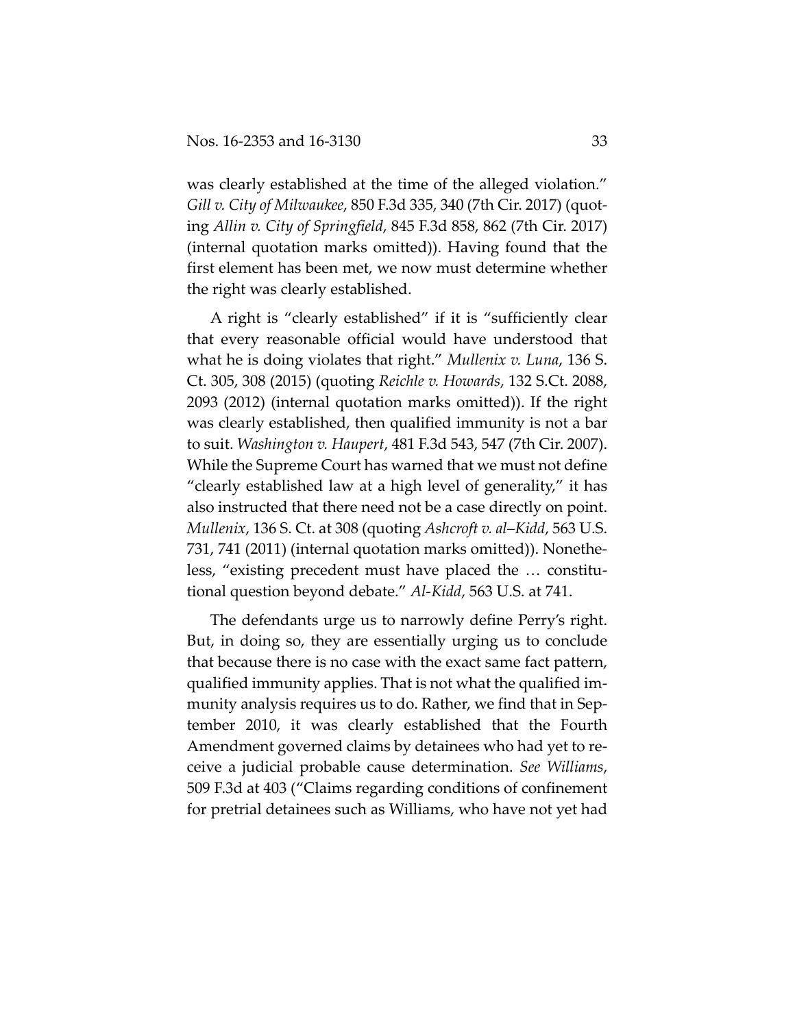was clearly established at the time of the alleged violation." *Gill v. City of Milwaukee*, 850 F.3d 335, 340 (7th Cir. 2017) (quoting *Allin v. City of Springfield*, 845 F.3d 858, 862 (7th Cir. 2017) (internal quotation marks omitted)). Having found that the first element has been met, we now must determine whether the right was clearly established.

A right is "clearly established" if it is "sufficiently clear that every reasonable official would have understood that what he is doing violates that right." *Mullenix v. Luna*, 136 S. Ct. 305, 308 (2015) (quoting *Reichle v. Howards*, 132 S.Ct. 2088, 2093 (2012) (internal quotation marks omitted)). If the right was clearly established, then qualified immunity is not a bar to suit. *Washington v. Haupert*, 481 F.3d 543, 547 (7th Cir. 2007). While the Supreme Court has warned that we must not define "clearly established law at a high level of generality," it has also instructed that there need not be a case directly on point. *Mullenix*, 136 S. Ct. at 308 (quoting *Ashcroft v. al–Kidd*, 563 U.S. 731, 741 (2011) (internal quotation marks omitted)). Nonetheless, "existing precedent must have placed the … constitutional question beyond debate." *Al-Kidd*, 563 U.S. at 741.

The defendants urge us to narrowly define Perry's right. But, in doing so, they are essentially urging us to conclude that because there is no case with the exact same fact pattern, qualified immunity applies. That is not what the qualified immunity analysis requires us to do. Rather, we find that in September 2010, it was clearly established that the Fourth Amendment governed claims by detainees who had yet to receive a judicial probable cause determination. *See Williams*, 509 F.3d at 403 ("Claims regarding conditions of confinement for pretrial detainees such as Williams, who have not yet had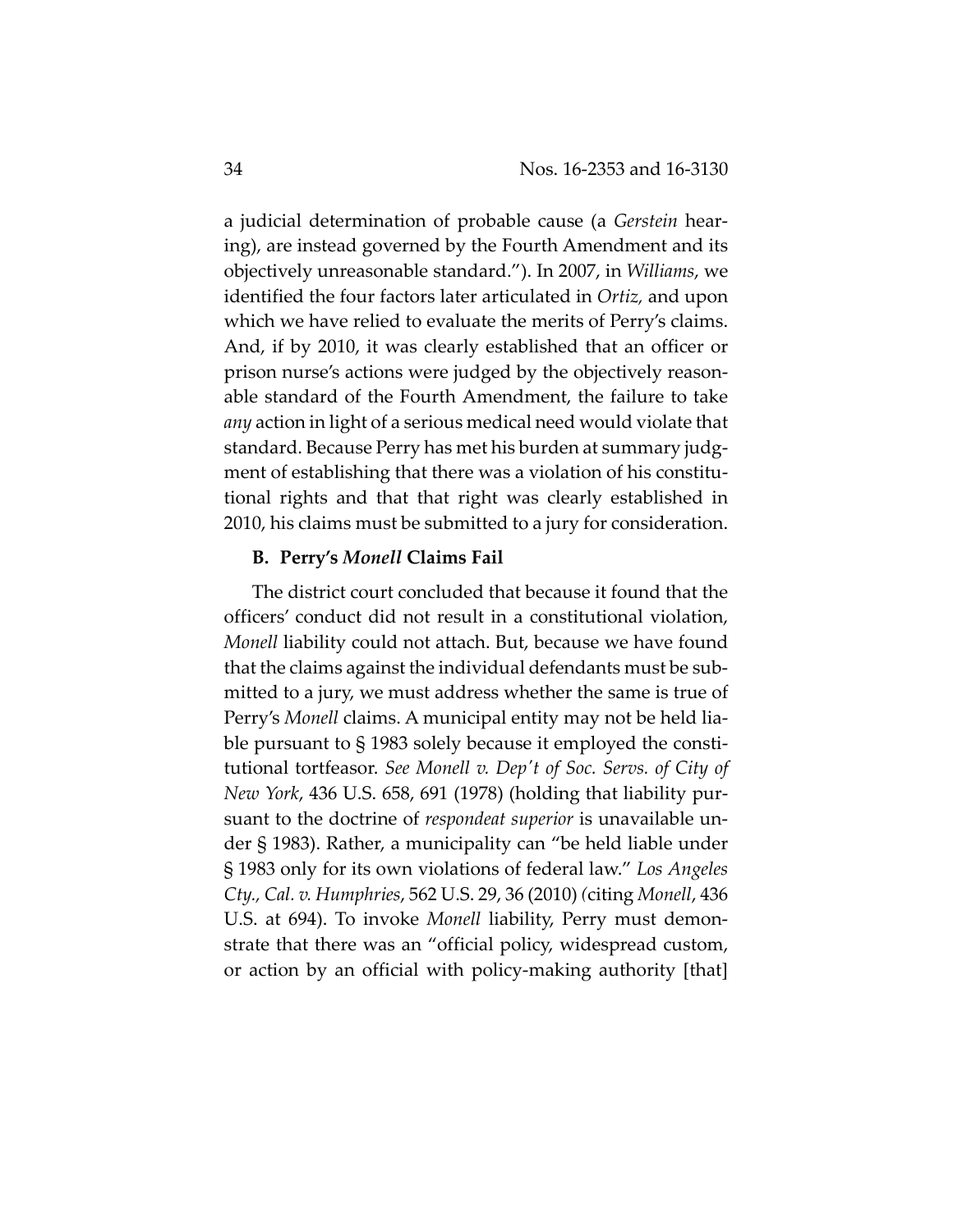a judicial determination of probable cause (a *Gerstein* hearing), are instead governed by the Fourth Amendment and its objectively unreasonable standard."). In 2007, in *Williams*, we identified the four factors later articulated in *Ortiz,* and upon which we have relied to evaluate the merits of Perry's claims. And, if by 2010, it was clearly established that an officer or prison nurse's actions were judged by the objectively reasonable standard of the Fourth Amendment, the failure to take *any* action in light of a serious medical need would violate that standard. Because Perry has met his burden at summary judgment of establishing that there was a violation of his constitutional rights and that that right was clearly established in 2010, his claims must be submitted to a jury for consideration.

### B. Perry's *Monell* Claims Fail

The district court concluded that because it found that the officers' conduct did not result in a constitutional violation, *Monell* liability could not attach. But, because we have found that the claims against the individual defendants must be submitted to a jury, we must address whether the same is true of Perry's *Monell* claims. A municipal entity may not be held liable pursuant to § 1983 solely because it employed the constitutional tortfeasor. *See Monell v. Dep't of Soc. Servs. of City of New York*, 436 U.S. 658, 691 (1978) (holding that liability pursuant to the doctrine of *respondeat superior* is unavailable under § 1983). Rather, a municipality can "be held liable under § 1983 only for its own violations of federal law." *Los Angeles Cty., Cal. v. Humphries*, 562 U.S. 29, 36 (2010) (citing *Monell*, 436 U.S. at 694). To invoke *Monell* liability, Perry must demonstrate that there was an "official policy, widespread custom, or action by an official with policy-making authority [that]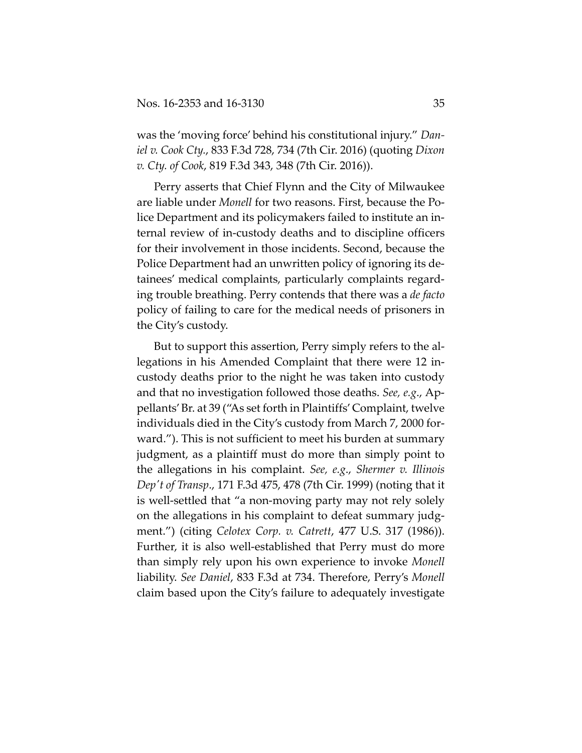was the 'moving force' behind his constitutional injury." *Daniel v. Cook Cty.*, 833 F.3d 728, 734 (7th Cir. 2016) (quoting *Dixon v. Cty. of Cook*, 819 F.3d 343, 348 (7th Cir. 2016)).

Perry asserts that Chief Flynn and the City of Milwaukee are liable under *Monell* for two reasons. First, because the Police Department and its policymakers failed to institute an internal review of in-custody deaths and to discipline officers for their involvement in those incidents. Second, because the Police Department had an unwritten policy of ignoring its detainees' medical complaints, particularly complaints regarding trouble breathing. Perry contends that there was a *de facto* policy of failing to care for the medical needs of prisoners in the City's custody.

But to support this assertion, Perry simply refers to the allegations in his Amended Complaint that there were 12 in-custody deaths prior to the night he was taken into custody and that no investigation followed those deaths. *See, e.g.*, Appellants' Br. at 39 ("As set forth in Plaintiffs' Complaint, twelve individuals died in the City's custody from March 7, 2000 forward."). This is not sufficient to meet his burden at summary judgment, as a plaintiff must do more than simply point to the allegations in his complaint. *See, e.g.*, *Shermer v. Illinois Dep't of Transp.*, 171 F.3d 475, 478 (7th Cir. 1999) (noting that it is well-settled that "a non-moving party may not rely solely on the allegations in his complaint to defeat summary judgment.") (citing *Celotex Corp. v. Catrett*, 477 U.S. 317 (1986)). Further, it is also well-established that Perry must do more than simply rely upon his own experience to invoke *Monell* liability. *See Daniel*, 833 F.3d at 734. Therefore, Perry's *Monell* claim based upon the City's failure to adequately investigate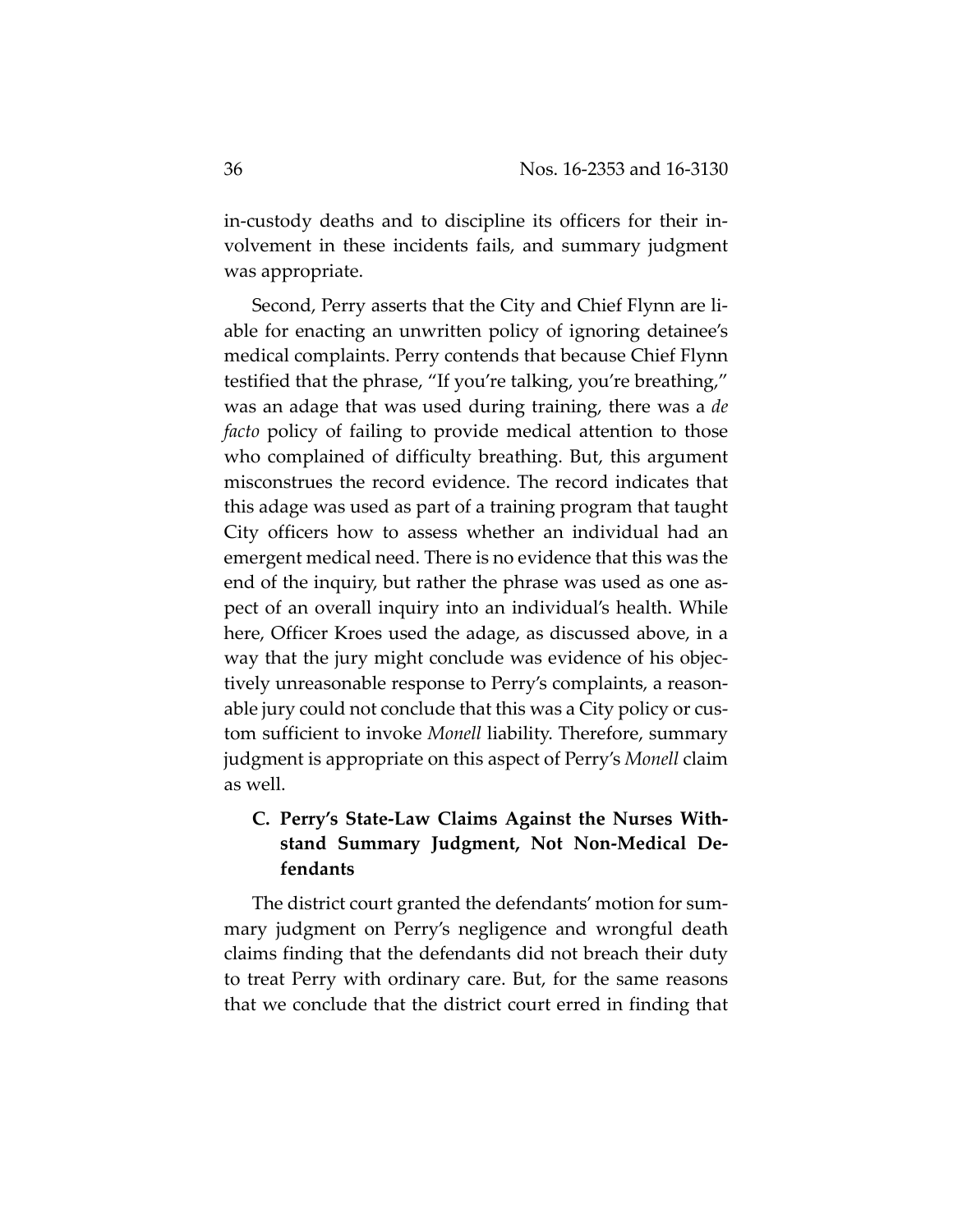in-custody deaths and to discipline its officers for their involvement in these incidents fails, and summary judgment was appropriate.

Second, Perry asserts that the City and Chief Flynn are liable for enacting an unwritten policy of ignoring detainee's medical complaints. Perry contends that because Chief Flynn testified that the phrase, "If you're talking, you're breathing," was an adage that was used during training, there was a *de facto* policy of failing to provide medical attention to those who complained of difficulty breathing. But, this argument misconstrues the record evidence. The record indicates that this adage was used as part of a training program that taught City officers how to assess whether an individual had an emergent medical need. There is no evidence that this was the end of the inquiry, but rather the phrase was used as one aspect of an overall inquiry into an individual's health. While here, Officer Kroes used the adage, as discussed above, in a way that the jury might conclude was evidence of his objectively unreasonable response to Perry's complaints, a reasonable jury could not conclude that this was a City policy or custom sufficient to invoke *Monell* liability. Therefore, summary judgment is appropriate on this aspect of Perry's *Monell* claim as well.

### C. Perry's State-Law Claims Against the Nurses Withstand Summary Judgment, Not Non-Medical Defendants

The district court granted the defendants' motion for summary judgment on Perry's negligence and wrongful death claims finding that the defendants did not breach their duty to treat Perry with ordinary care. But, for the same reasons that we conclude that the district court erred in finding that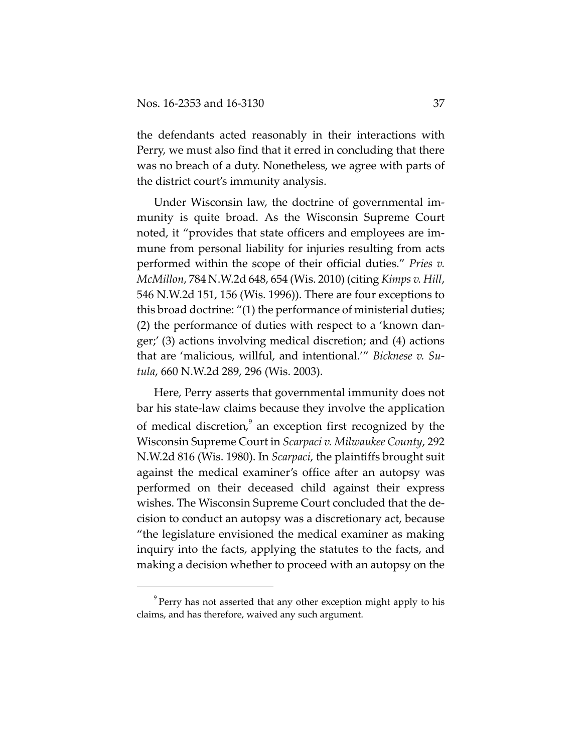the defendants acted reasonably in their interactions with Perry, we must also find that it erred in concluding that there was no breach of a duty. Nonetheless, we agree with parts of the district court's immunity analysis.

Under Wisconsin law, the doctrine of governmental immunity is quite broad. As the Wisconsin Supreme Court noted, it "provides that state officers and employees are immune from personal liability for injuries resulting from acts performed within the scope of their official duties." *Pries v. McMillon*, 784 N.W.2d 648, 654 (Wis. 2010) (citing *Kimps v. Hill*, 546 N.W.2d 151, 156 (Wis. 1996)). There are four exceptions to this broad doctrine: "(1) the performance of ministerial duties; (2) the performance of duties with respect to a 'known danger;' (3) actions involving medical discretion; and (4) actions that are 'malicious, willful, and intentional.'" *Bicknese v. Sutula*, 660 N.W.2d 289, 296 (Wis. 2003).

Here, Perry asserts that governmental immunity does not bar his state-law claims because they involve the application of medical discretion,[9] an exception first recognized by the Wisconsin Supreme Court in *Scarpaci v. Milwaukee County*, 292 N.W.2d 816 (Wis. 1980). In *Scarpaci*, the plaintiffs brought suit against the medical examiner's office after an autopsy was performed on their deceased child against their express wishes. The Wisconsin Supreme Court concluded that the decision to conduct an autopsy was a discretionary act, because "the legislature envisioned the medical examiner as making inquiry into the facts, applying the statutes to the facts, and making a decision whether to proceed with an autopsy on the

---

[9] Perry has not asserted that any other exception might apply to his claims, and has therefore, waived any such argument.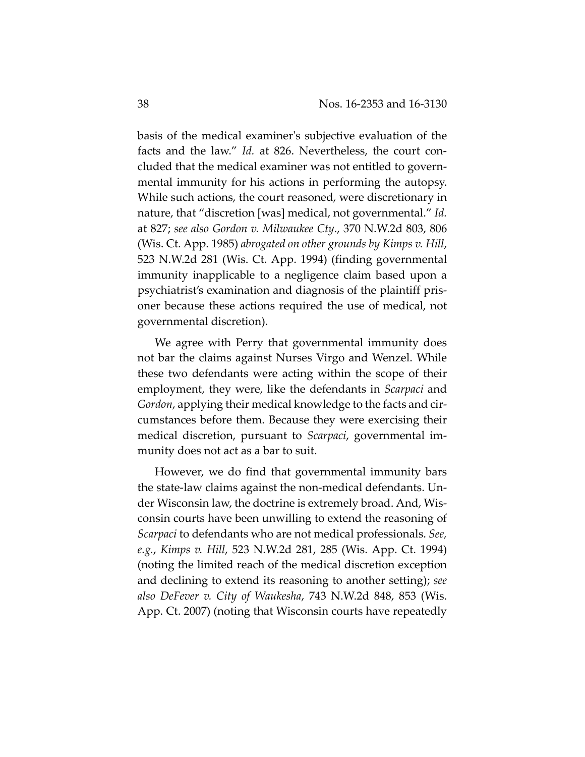basis of the medical examiner's subjective evaluation of the facts and the law." *Id.* at 826. Nevertheless, the court concluded that the medical examiner was not entitled to governmental immunity for his actions in performing the autopsy. While such actions, the court reasoned, were discretionary in nature, that "discretion [was] medical, not governmental." *Id.* at 827; *see also Gordon v. Milwaukee Cty.*, 370 N.W.2d 803, 806 (Wis. Ct. App. 1985) *abrogated on other grounds by Kimps v. Hill*, 523 N.W.2d 281 (Wis. Ct. App. 1994) (finding governmental immunity inapplicable to a negligence claim based upon a psychiatrist's examination and diagnosis of the plaintiff prisoner because these actions required the use of medical, not governmental discretion).

We agree with Perry that governmental immunity does not bar the claims against Nurses Virgo and Wenzel. While these two defendants were acting within the scope of their employment, they were, like the defendants in *Scarpaci* and *Gordon*, applying their medical knowledge to the facts and circumstances before them. Because they were exercising their medical discretion, pursuant to *Scarpaci*, governmental immunity does not act as a bar to suit.

However, we do find that governmental immunity bars the state-law claims against the non-medical defendants. Under Wisconsin law, the doctrine is extremely broad. And, Wisconsin courts have been unwilling to extend the reasoning of *Scarpaci* to defendants who are not medical professionals. *See, e.g.*, *Kimps v. Hill*, 523 N.W.2d 281, 285 (Wis. App. Ct. 1994) (noting the limited reach of the medical discretion exception and declining to extend its reasoning to another setting); *see also DeFever v. City of Waukesha*, 743 N.W.2d 848, 853 (Wis. App. Ct. 2007) (noting that Wisconsin courts have repeatedly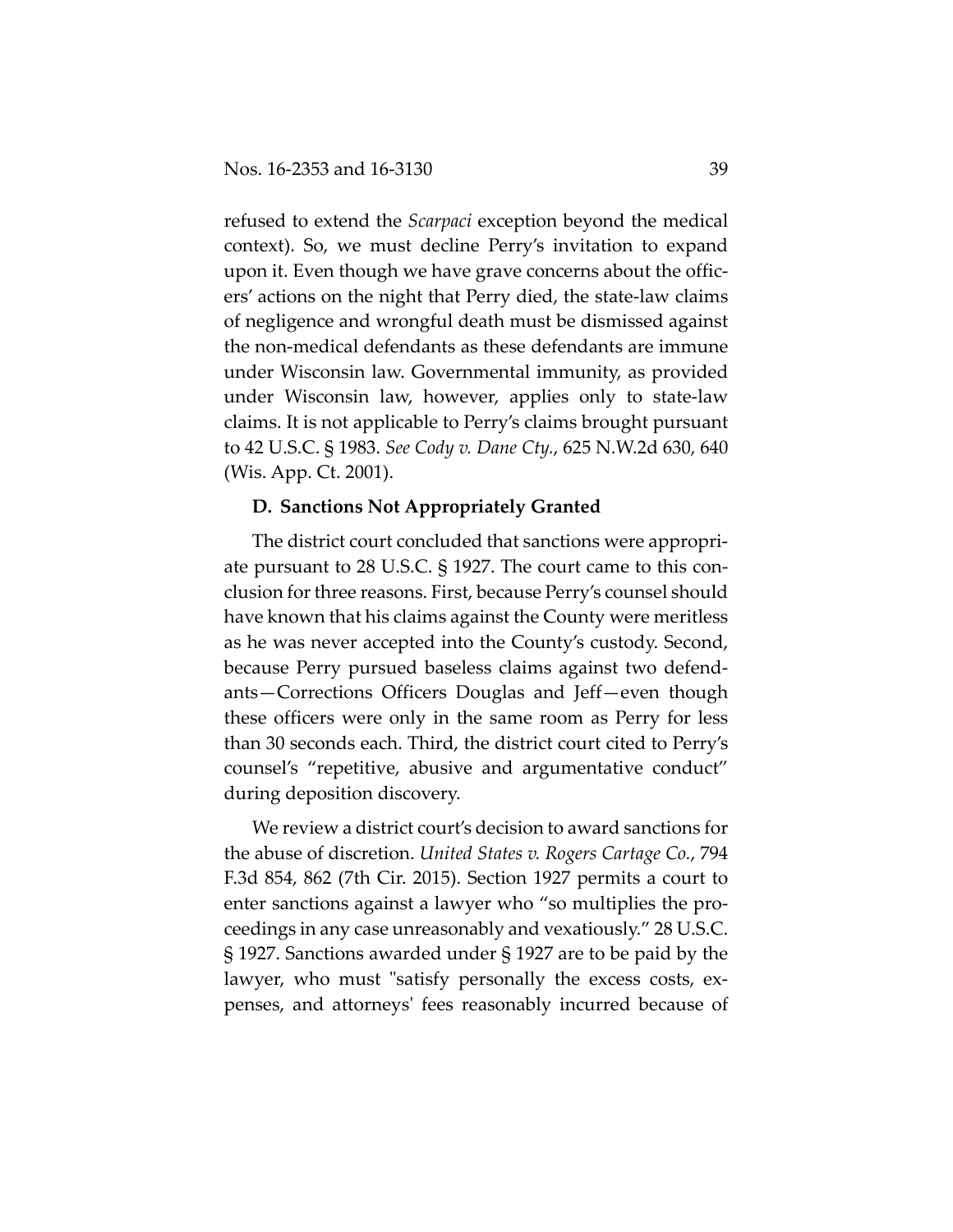refused to extend the *Scarpaci* exception beyond the medical context). So, we must decline Perry's invitation to expand upon it. Even though we have grave concerns about the officers' actions on the night that Perry died, the state-law claims of negligence and wrongful death must be dismissed against the non-medical defendants as these defendants are immune under Wisconsin law. Governmental immunity, as provided under Wisconsin law, however, applies only to state-law claims. It is not applicable to Perry's claims brought pursuant to 42 U.S.C. § 1983. *See Cody v. Dane Cty.*, 625 N.W.2d 630, 640 (Wis. App. Ct. 2001).

**D. Sanctions Not Appropriately Granted**

The district court concluded that sanctions were appropriate pursuant to 28 U.S.C. § 1927. The court came to this conclusion for three reasons. First, because Perry's counsel should have known that his claims against the County were meritless as he was never accepted into the County's custody. Second, because Perry pursued baseless claims against two defendants—Corrections Officers Douglas and Jeff—even though these officers were only in the same room as Perry for less than 30 seconds each. Third, the district court cited to Perry's counsel's "repetitive, abusive and argumentative conduct" during deposition discovery.

We review a district court's decision to award sanctions for the abuse of discretion. *United States v. Rogers Cartage Co.*, 794 F.3d 854, 862 (7th Cir. 2015). Section 1927 permits a court to enter sanctions against a lawyer who "so multiplies the proceedings in any case unreasonably and vexatiously." 28 U.S.C. § 1927. Sanctions awarded under § 1927 are to be paid by the lawyer, who must "satisfy personally the excess costs, expenses, and attorneys' fees reasonably incurred because of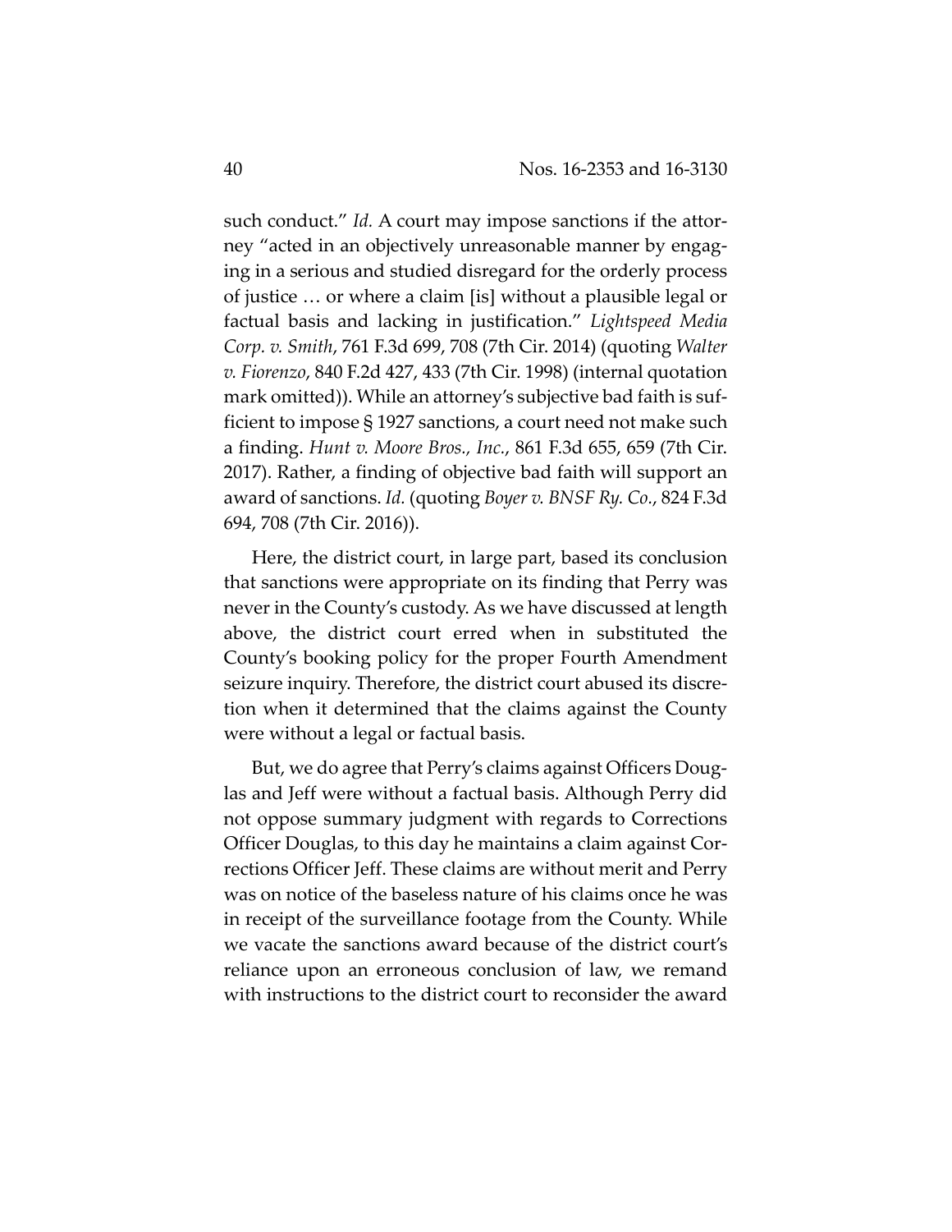such conduct." *Id.* A court may impose sanctions if the attorney "acted in an objectively unreasonable manner by engaging in a serious and studied disregard for the orderly process of justice … or where a claim [is] without a plausible legal or factual basis and lacking in justification." *Lightspeed Media Corp. v. Smith*, 761 F.3d 699, 708 (7th Cir. 2014) (quoting *Walter v. Fiorenzo*, 840 F.2d 427, 433 (7th Cir. 1998) (internal quotation mark omitted)). While an attorney's subjective bad faith is sufficient to impose § 1927 sanctions, a court need not make such a finding. *Hunt v. Moore Bros., Inc.*, 861 F.3d 655, 659 (7th Cir. 2017). Rather, a finding of objective bad faith will support an award of sanctions. *Id.* (quoting *Boyer v. BNSF Ry. Co.*, 824 F.3d 694, 708 (7th Cir. 2016)).

Here, the district court, in large part, based its conclusion that sanctions were appropriate on its finding that Perry was never in the County's custody. As we have discussed at length above, the district court erred when in substituted the County's booking policy for the proper Fourth Amendment seizure inquiry. Therefore, the district court abused its discretion when it determined that the claims against the County were without a legal or factual basis.

But, we do agree that Perry's claims against Officers Douglas and Jeff were without a factual basis. Although Perry did not oppose summary judgment with regards to Corrections Officer Douglas, to this day he maintains a claim against Corrections Officer Jeff. These claims are without merit and Perry was on notice of the baseless nature of his claims once he was in receipt of the surveillance footage from the County. While we vacate the sanctions award because of the district court's reliance upon an erroneous conclusion of law, we remand with instructions to the district court to reconsider the award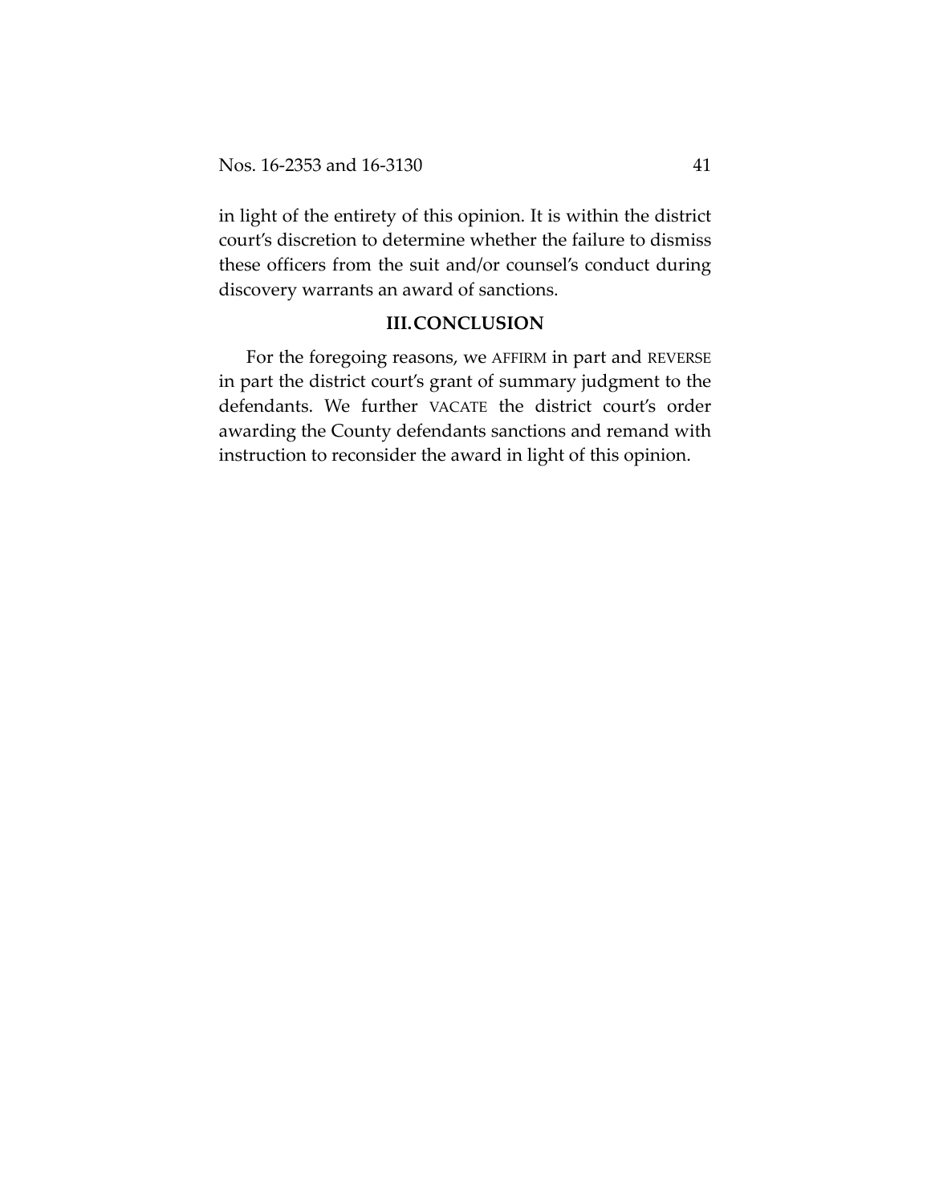in light of the entirety of this opinion. It is within the district court's discretion to determine whether the failure to dismiss these officers from the suit and/or counsel's conduct during discovery warrants an award of sanctions.

### III. CONCLUSION

For the foregoing reasons, we AFFIRM in part and REVERSE in part the district court's grant of summary judgment to the defendants. We further VACATE the district court's order awarding the County defendants sanctions and remand with instruction to reconsider the award in light of this opinion.